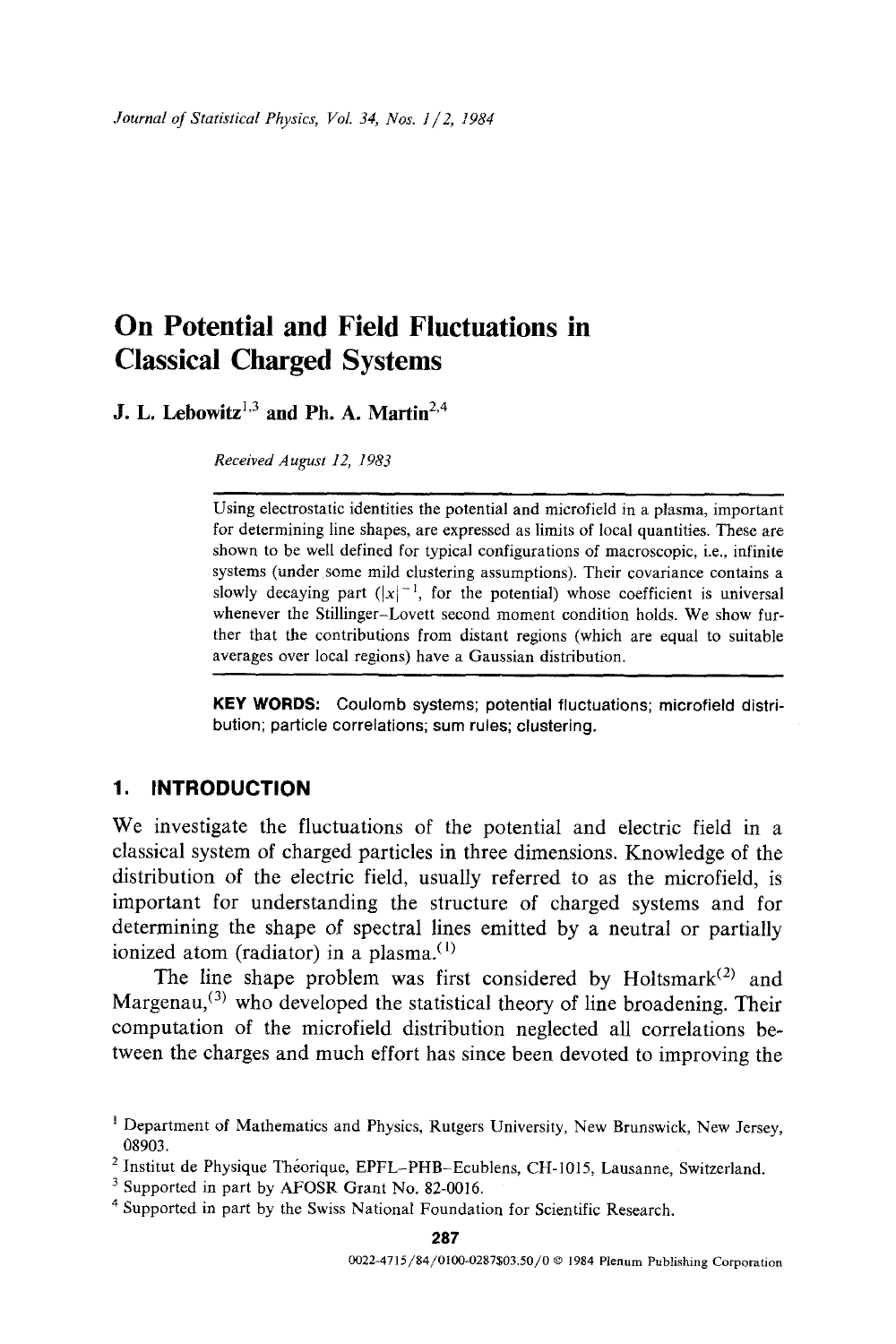# On Potential and Field Fluctuations in Classical Charged Systems

**J. L. Lebowitz**[1,3] **and Ph. A. Martin**[2,4]

*Received August 12, 1983*

Using electrostatic identities the potential and microfield in a plasma, important for determining line shapes, are expressed as limits of local quantities. These are shown to be well defined for typical configurations of macroscopic, i.e., infinite systems (under some mild clustering assumptions). Their covariance contains a slowly decaying part ($|x|^{-1}$, for the potential) whose coefficient is universal whenever the Stillinger–Lovett second moment condition holds. We show further that the contributions from distant regions (which are equal to suitable averages over local regions) have a Gaussian distribution.

**KEY WORDS:** Coulomb systems; potential fluctuations; microfield distribution; particle correlations; sum rules; clustering.

## 1. INTRODUCTION

We investigate the fluctuations of the potential and electric field in a classical system of charged particles in three dimensions. Knowledge of the distribution of the electric field, usually referred to as the microfield, is important for understanding the structure of charged systems and for determining the shape of spectral lines emitted by a neutral or partially ionized atom (radiator) in a plasma.[1]

The line shape problem was first considered by Holtsmark[2] and Margenau,[3] who developed the statistical theory of line broadening. Their computation of the microfield distribution neglected all correlations between the charges and much effort has since been devoted to improving the

---

[1] Department of Mathematics and Physics, Rutgers University, New Brunswick, New Jersey, 08903.

[2] Institut de Physique Théorique, EPFL–PHB–Ecublens, CH-1015, Lausanne, Switzerland.

[3] Supported in part by AFOSR Grant No. 82-0016.

[4] Supported in part by the Swiss National Foundation for Scientific Research.

0022-4715/84/0100-0287$03.50/0 © 1984 Plenum Publishing Corporation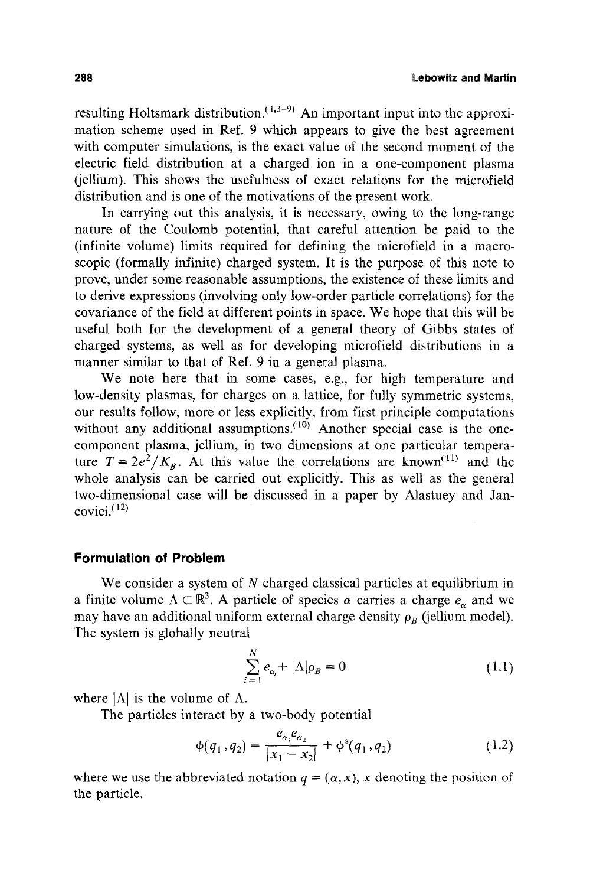resulting Holtsmark distribution.[1,3–9] An important input into the approximation scheme used in Ref. 9 which appears to give the best agreement with computer simulations, is the exact value of the second moment of the electric field distribution at a charged ion in a one-component plasma (jellium). This shows the usefulness of exact relations for the microfield distribution and is one of the motivations of the present work.

In carrying out this analysis, it is necessary, owing to the long-range nature of the Coulomb potential, that careful attention be paid to the (infinite volume) limits required for defining the microfield in a macroscopic (formally infinite) charged system. It is the purpose of this note to prove, under some reasonable assumptions, the existence of these limits and to derive expressions (involving only low-order particle correlations) for the covariance of the field at different points in space. We hope that this will be useful both for the development of a general theory of Gibbs states of charged systems, as well as for developing microfield distributions in a manner similar to that of Ref. 9 in a general plasma.

We note here that in some cases, e.g., for high temperature and low-density plasmas, for charges on a lattice, for fully symmetric systems, our results follow, more or less explicitly, from first principle computations without any additional assumptions.[10] Another special case is the one-component plasma, jellium, in two dimensions at one particular temperature $T = 2e^2/K_B$. At this value the correlations are known[11] and the whole analysis can be carried out explicitly. This as well as the general two-dimensional case will be discussed in a paper by Alastuey and Jancovici.[12]

## Formulation of Problem

We consider a system of $N$ charged classical particles at equilibrium in a finite volume $\Lambda \subset \mathbb{R}^3$. A particle of species $\alpha$ carries a charge $e_\alpha$ and we may have an additional uniform external charge density $\rho_B$ (jellium model). The system is globally neutral

$$\sum_{i=1}^{N} e_{\alpha_i} + |\Lambda| \rho_B = 0 \tag{1.1}$$

where $|\Lambda|$ is the volume of $\Lambda$.

The particles interact by a two-body potential

$$\phi(q_1, q_2) = \frac{e_{\alpha_1} e_{\alpha_2}}{|x_1 - x_2|} + \phi^s(q_1, q_2) \tag{1.2}$$

where we use the abbreviated notation $q = (\alpha, x)$, $x$ denoting the position of the particle.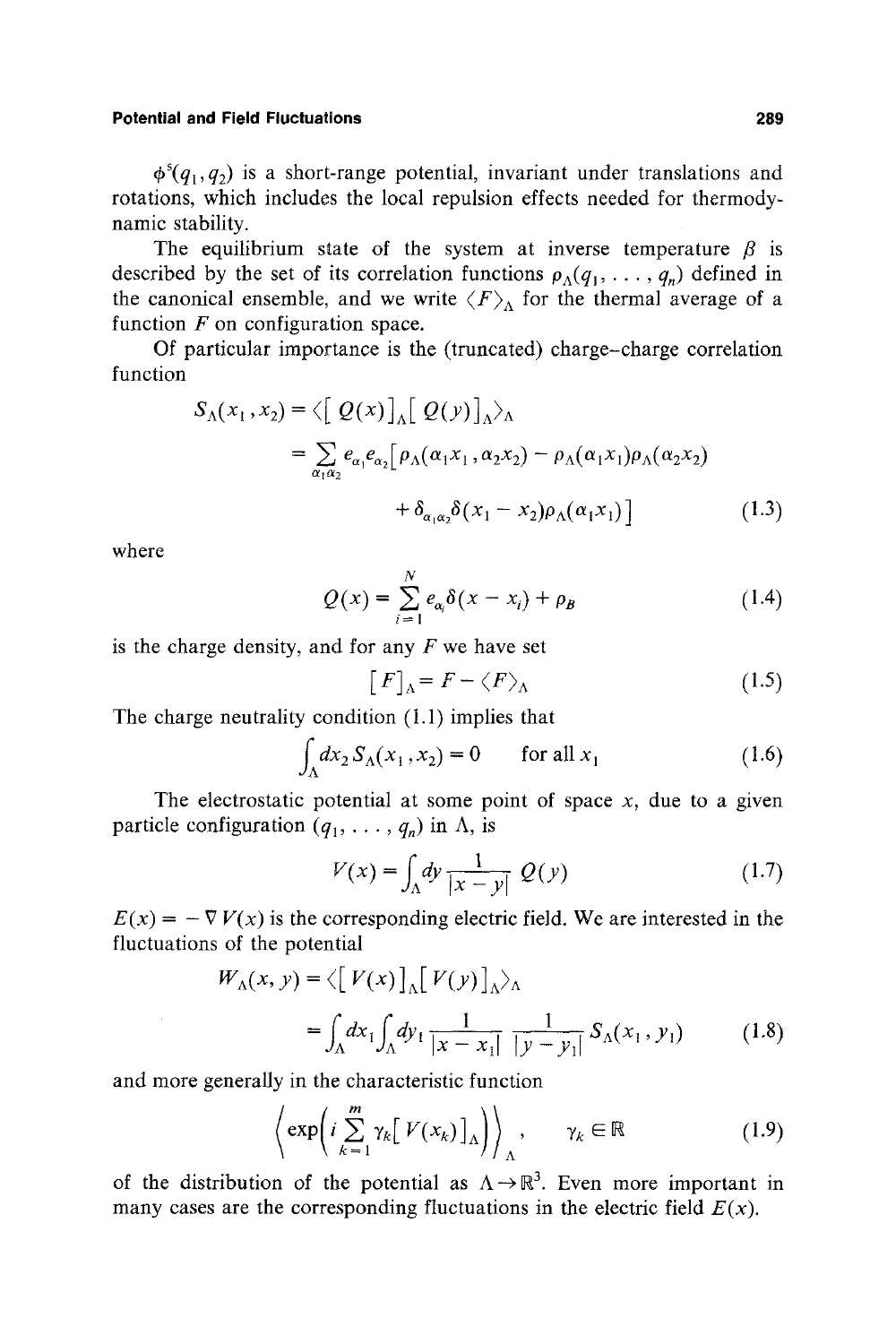$\phi^s(q_1, q_2)$ is a short-range potential, invariant under translations and rotations, which includes the local repulsion effects needed for thermodynamic stability.

The equilibrium state of the system at inverse temperature $\beta$ is described by the set of its correlation functions $\rho_\Lambda(q_1, \ldots, q_n)$ defined in the canonical ensemble, and we write $\langle F \rangle_\Lambda$ for the thermal average of a function $F$ on configuration space.

Of particular importance is the (truncated) charge–charge correlation function

$$
\begin{aligned}
S_\Lambda(x_1, x_2) &= \langle [Q(x)]_\Lambda [Q(y)]_\Lambda \rangle_\Lambda \\
&= \sum_{\alpha_1 \alpha_2} e_{\alpha_1} e_{\alpha_2} \big[ \rho_\Lambda(\alpha_1 x_1, \alpha_2 x_2) - \rho_\Lambda(\alpha_1 x_1) \rho_\Lambda(\alpha_2 x_2) \\
&\qquad + \delta_{\alpha_1 \alpha_2} \delta(x_1 - x_2) \rho_\Lambda(\alpha_1 x_1) \big] \qquad (1.3)
\end{aligned}
$$

where

$$
Q(x) = \sum_{i=1}^{N} e_{\alpha_i} \delta(x - x_i) + \rho_B \qquad (1.4)
$$

is the charge density, and for any $F$ we have set

$$
[F]_\Lambda = F - \langle F \rangle_\Lambda \qquad (1.5)
$$

The charge neutrality condition (1.1) implies that

$$
\int_\Lambda dx_2 \, S_\Lambda(x_1, x_2) = 0 \qquad \text{for all } x_1 \qquad (1.6)
$$

The electrostatic potential at some point of space $x$, due to a given particle configuration $(q_1, \ldots, q_n)$ in $\Lambda$, is

$$
V(x) = \int_\Lambda dy \frac{1}{|x - y|} Q(y) \qquad (1.7)
$$

$E(x) = -\nabla V(x)$ is the corresponding electric field. We are interested in the fluctuations of the potential

$$
\begin{aligned}
W_\Lambda(x, y) &= \langle [V(x)]_\Lambda [V(y)]_\Lambda \rangle_\Lambda \\
&= \int_\Lambda dx_1 \int_\Lambda dy_1 \frac{1}{|x - x_1|} \frac{1}{|y - y_1|} S_\Lambda(x_1, y_1) \qquad (1.8)
\end{aligned}
$$

and more generally in the characteristic function

$$
\left\langle \exp\left( i \sum_{k=1}^{m} \gamma_k [V(x_k)]_\Lambda \right) \right\rangle_\Lambda, \qquad \gamma_k \in \mathbb{R} \qquad (1.9)
$$

of the distribution of the potential as $\Lambda \to \mathbb{R}^3$. Even more important in many cases are the corresponding fluctuations in the electric field $E(x)$.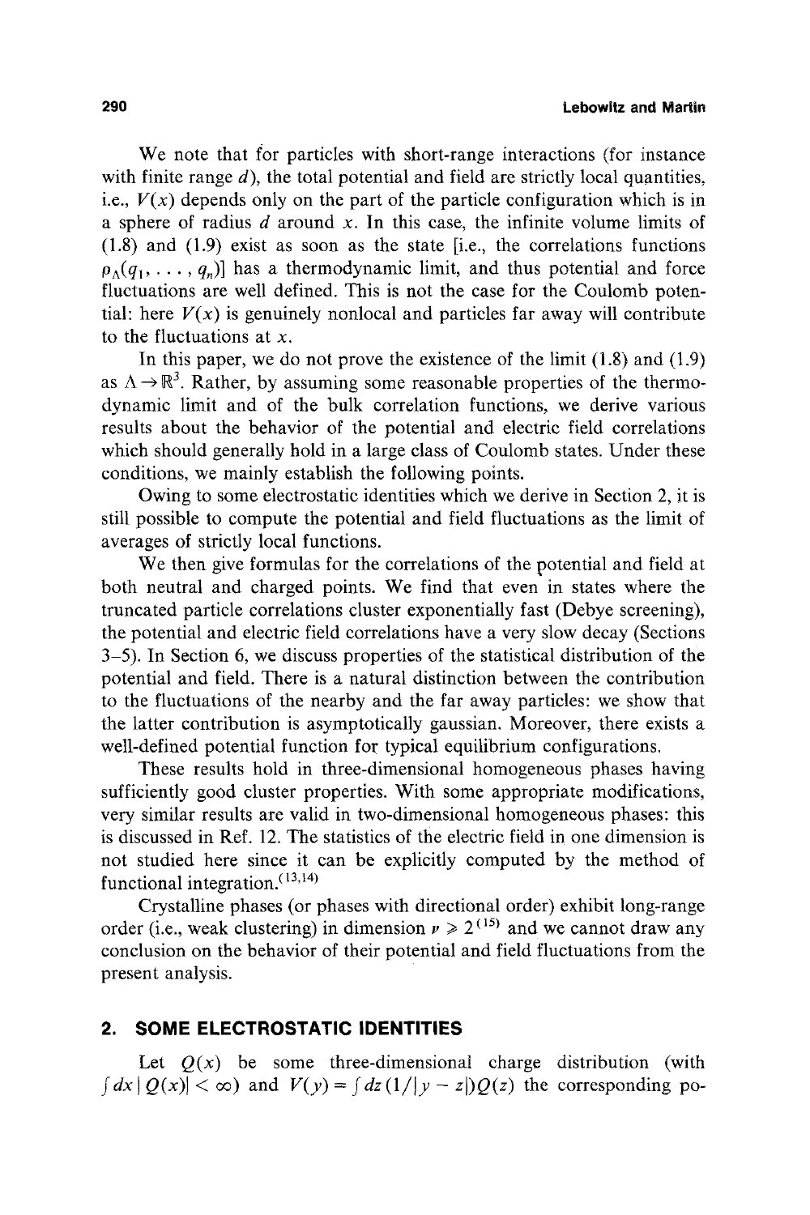We note that for particles with short-range interactions (for instance with finite range $d$), the total potential and field are strictly local quantities, i.e., $V(x)$ depends only on the part of the particle configuration which is in a sphere of radius $d$ around $x$. In this case, the infinite volume limits of (1.8) and (1.9) exist as soon as the state [i.e., the correlations functions $\rho_\Lambda(q_1, \ldots, q_n)$] has a thermodynamic limit, and thus potential and force fluctuations are well defined. This is not the case for the Coulomb potential: here $V(x)$ is genuinely nonlocal and particles far away will contribute to the fluctuations at $x$.

In this paper, we do not prove the existence of the limit (1.8) and (1.9) as $\Lambda \to \mathbb{R}^3$. Rather, by assuming some reasonable properties of the thermodynamic limit and of the bulk correlation functions, we derive various results about the behavior of the potential and electric field correlations which should generally hold in a large class of Coulomb states. Under these conditions, we mainly establish the following points.

Owing to some electrostatic identities which we derive in Section 2, it is still possible to compute the potential and field fluctuations as the limit of averages of strictly local functions.

We then give formulas for the correlations of the potential and field at both neutral and charged points. We find that even in states where the truncated particle correlations cluster exponentially fast (Debye screening), the potential and electric field correlations have a very slow decay (Sections 3–5). In Section 6, we discuss properties of the statistical distribution of the potential and field. There is a natural distinction between the contribution to the fluctuations of the nearby and the far away particles: we show that the latter contribution is asymptotically gaussian. Moreover, there exists a well-defined potential function for typical equilibrium configurations.

These results hold in three-dimensional homogeneous phases having sufficiently good cluster properties. With some appropriate modifications, very similar results are valid in two-dimensional homogeneous phases: this is discussed in Ref. 12. The statistics of the electric field in one dimension is not studied here since it can be explicitly computed by the method of functional integration.[13,14]

Crystalline phases (or phases with directional order) exhibit long-range order (i.e., weak clustering) in dimension $\nu \geq 2$[15] and we cannot draw any conclusion on the behavior of their potential and field fluctuations from the present analysis.

## 2. SOME ELECTROSTATIC IDENTITIES

Let $Q(x)$ be some three-dimensional charge distribution (with $\int dx\, |Q(x)| < \infty$) and $V(y) = \int dz\, (1/|y - z|) Q(z)$ the corresponding po-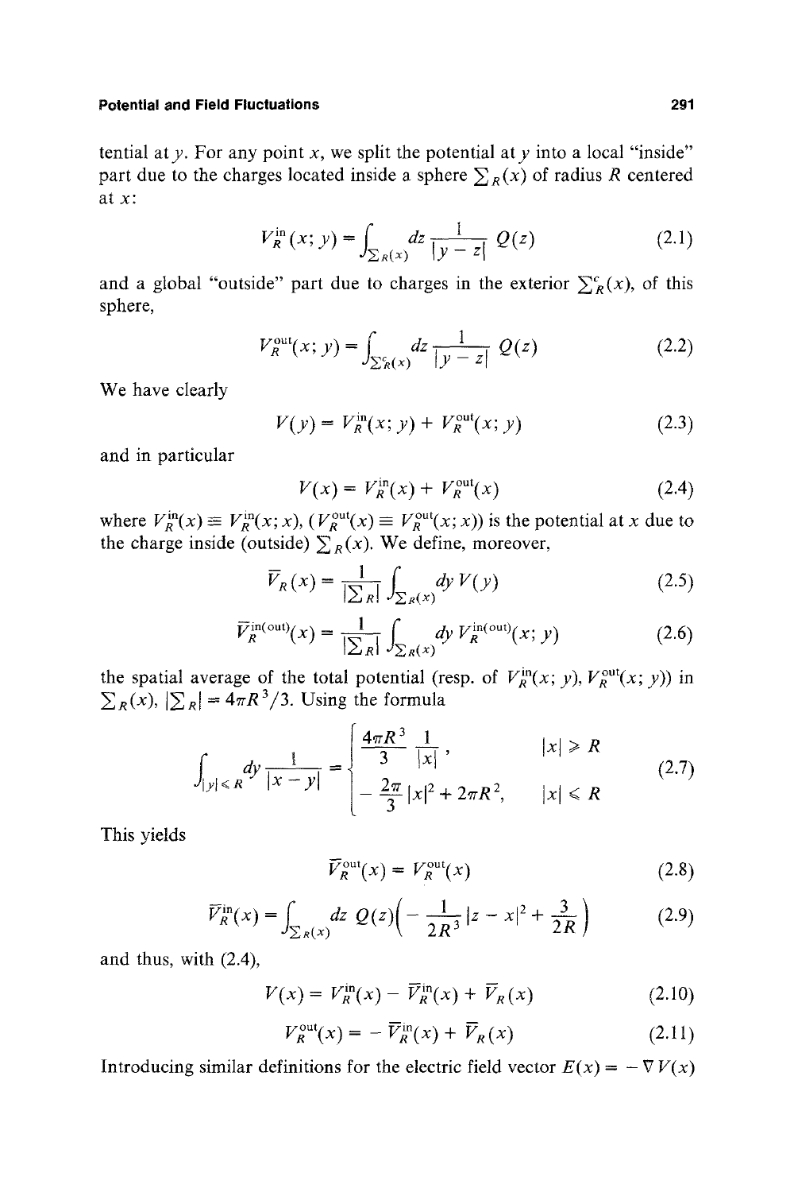tential at $y$. For any point $x$, we split the potential at $y$ into a local "inside" part due to the charges located inside a sphere $\sum_R(x)$ of radius $R$ centered at $x$:

$$V_R^{\text{in}}(x; y) = \int_{\sum_R(x)} dz \frac{1}{|y - z|} Q(z) \tag{2.1}$$

and a global "outside" part due to charges in the exterior $\sum_R^c(x)$, of this sphere,

$$V_R^{\text{out}}(x; y) = \int_{\sum_R^c(x)} dz \frac{1}{|y - z|} Q(z) \tag{2.2}$$

We have clearly

$$V(y) = V_R^{\text{in}}(x; y) + V_R^{\text{out}}(x; y) \tag{2.3}$$

and in particular

$$V(x) = V_R^{\text{in}}(x) + V_R^{\text{out}}(x) \tag{2.4}$$

where $V_R^{\text{in}}(x) \equiv V_R^{\text{in}}(x; x)$, ($V_R^{\text{out}}(x) \equiv V_R^{\text{out}}(x; x)$) is the potential at $x$ due to the charge inside (outside) $\sum_R(x)$. We define, moreover,

$$\bar{V}_R(x) = \frac{1}{|\sum_R|} \int_{\sum_R(x)} dy \, V(y) \tag{2.5}$$

$$\bar{V}_R^{\text{in(out)}}(x) = \frac{1}{|\sum_R|} \int_{\sum_R(x)} dy \, V_R^{\text{in(out)}}(x; y) \tag{2.6}$$

the spatial average of the total potential (resp. of $V_R^{\text{in}}(x; y)$, $V_R^{\text{out}}(x; y)$) in $\sum_R(x)$, $|\sum_R| = 4\pi R^3/3$. Using the formula

$$\int_{|y| \leq R} dy \frac{1}{|x - y|} = \begin{cases} \dfrac{4\pi R^3}{3} \dfrac{1}{|x|}, & |x| \geq R \\[2ex] -\dfrac{2\pi}{3}|x|^2 + 2\pi R^2, & |x| \leq R \end{cases} \tag{2.7}$$

This yields

$$\bar{V}_R^{\text{out}}(x) = V_R^{\text{out}}(x) \tag{2.8}$$

$$\bar{V}_R^{\text{in}}(x) = \int_{\sum_R(x)} dz \, Q(z) \left( -\frac{1}{2R^3}|z - x|^2 + \frac{3}{2R} \right) \tag{2.9}$$

and thus, with (2.4),

$$V(x) = V_R^{\text{in}}(x) - \bar{V}_R^{\text{in}}(x) + \bar{V}_R(x) \tag{2.10}$$

$$V_R^{\text{out}}(x) = -\bar{V}_R^{\text{in}}(x) + \bar{V}_R(x) \tag{2.11}$$

Introducing similar definitions for the electric field vector $E(x) = -\nabla V(x)$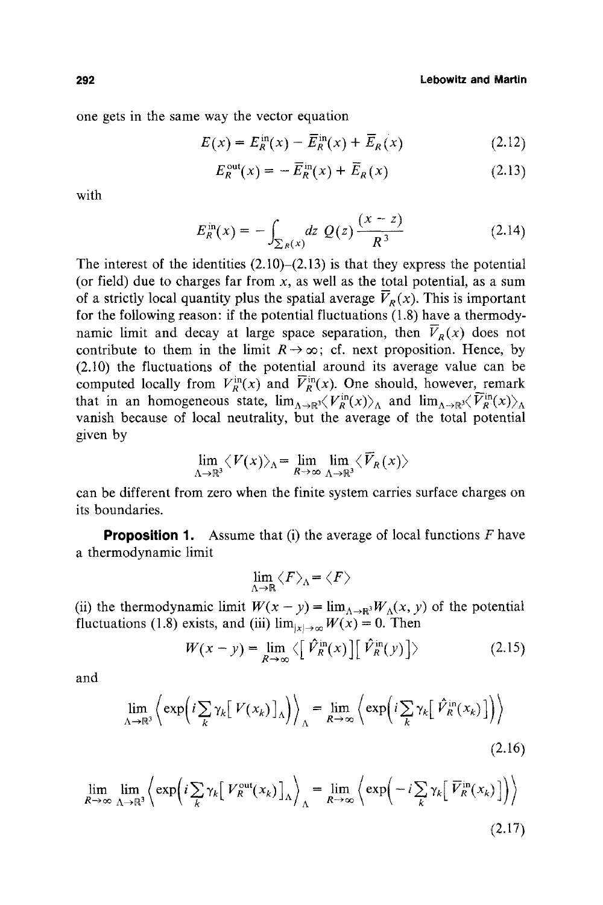one gets in the same way the vector equation

$$E(x) = E_R^{\text{in}}(x) - \bar{E}_R^{\text{in}}(x) + \bar{E}_R(x) \tag{2.12}$$

$$E_R^{\text{out}}(x) = -\bar{E}_R^{\text{in}}(x) + \bar{E}_R(x) \tag{2.13}$$

with

$$E_R^{\text{in}}(x) = -\int_{\Sigma_R(x)} dz\, Q(z) \frac{(x-z)}{R^3} \tag{2.14}$$

The interest of the identities (2.10)–(2.13) is that they express the potential (or field) due to charges far from $x$, as well as the total potential, as a sum of a strictly local quantity plus the spatial average $\bar{V}_R(x)$. This is important for the following reason: if the potential fluctuations (1.8) have a thermodynamic limit and decay at large space separation, then $\bar{V}_R(x)$ does not contribute to them in the limit $R \to \infty$; cf. next proposition. Hence, by (2.10) the fluctuations of the potential around its average value can be computed locally from $V_R^{\text{in}}(x)$ and $\bar{V}_R^{\text{in}}(x)$. One should, however, remark that in an homogeneous state, $\lim_{\Lambda \to \mathbb{R}^3} \langle V_R^{\text{in}}(x) \rangle_\Lambda$ and $\lim_{\Lambda \to \mathbb{R}^3} \langle \bar{V}_R^{\text{in}}(x) \rangle_\Lambda$ vanish because of local neutrality, but the average of the total potential given by

$$\lim_{\Lambda \to \mathbb{R}^3} \langle V(x) \rangle_\Lambda = \lim_{R \to \infty} \lim_{\Lambda \to \mathbb{R}^3} \langle \bar{V}_R(x) \rangle$$

can be different from zero when the finite system carries surface charges on its boundaries.

**Proposition 1.** Assume that (i) the average of local functions $F$ have a thermodynamic limit

$$\lim_{\Lambda \to \mathbb{R}} \langle F \rangle_\Lambda = \langle F \rangle$$

(ii) the thermodynamic limit $W(x-y) = \lim_{\Lambda \to \mathbb{R}^3} W_\Lambda(x, y)$ of the potential fluctuations (1.8) exists, and (iii) $\lim_{|x| \to \infty} W(x) = 0$. Then

$$W(x-y) = \lim_{R \to \infty} \langle [\hat{V}_R^{\text{in}}(x)][\hat{V}_R^{\text{in}}(y)] \rangle \tag{2.15}$$

and

$$\lim_{\Lambda \to \mathbb{R}^3} \left\langle \exp\left(i \sum_k \gamma_k [V(x_k)]_\Lambda\right) \right\rangle_\Lambda = \lim_{R \to \infty} \left\langle \exp\left(i \sum_k \gamma_k [\hat{V}_R^{\text{in}}(x_k)]\right) \right\rangle \tag{2.16}$$

$$\lim_{R \to \infty} \lim_{\Lambda \to \mathbb{R}^3} \left\langle \exp\left(i \sum_k \gamma_k [V_R^{\text{out}}(x_k)]_\Lambda\right) \right\rangle_\Lambda = \lim_{R \to \infty} \left\langle \exp\left(-i \sum_k \gamma_k [\bar{V}_R^{\text{in}}(x_k)]\right) \right\rangle \tag{2.17}$$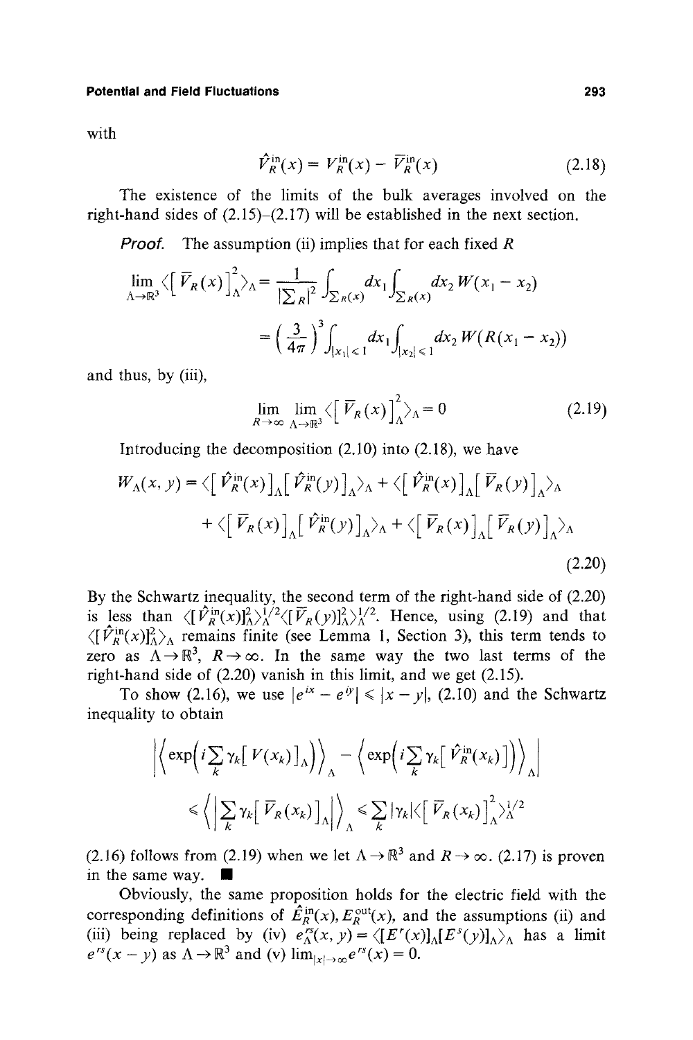with

$$\hat{V}_R^{\text{in}}(x) = V_R^{\text{in}}(x) - \overline{V}_R^{\text{in}}(x) \tag{2.18}$$

The existence of the limits of the bulk averages involved on the right-hand sides of (2.15)–(2.17) will be established in the next section.

*Proof.* The assumption (ii) implies that for each fixed $R$

$$\lim_{\Lambda\to\mathbb{R}^3} \langle \left[ \overline{V}_R(x) \right]_\Lambda^2 \rangle_\Lambda = \frac{1}{|\Sigma_R|^2} \int_{\Sigma_R(x)} dx_1 \int_{\Sigma_R(x)} dx_2\, W(x_1 - x_2)$$

$$= \left( \frac{3}{4\pi} \right)^3 \int_{|x_1|\leqslant 1} dx_1 \int_{|x_2|\leqslant 1} dx_2\, W(R(x_1 - x_2))$$

and thus, by (iii),

$$\lim_{R\to\infty} \lim_{\Lambda\to\mathbb{R}^3} \langle \left[ \overline{V}_R(x) \right]_\Lambda^2 \rangle_\Lambda = 0 \tag{2.19}$$

Introducing the decomposition (2.10) into (2.18), we have

$$\begin{aligned} W_\Lambda(x,y) = {} & \langle \left[ \hat{V}_R^{\text{in}}(x) \right]_\Lambda \left[ \hat{V}_R^{\text{in}}(y) \right]_\Lambda \rangle_\Lambda + \langle \left[ \hat{V}_R^{\text{in}}(x) \right]_\Lambda \left[ \overline{V}_R(y) \right]_\Lambda \rangle_\Lambda \\ & + \langle \left[ \overline{V}_R(x) \right]_\Lambda \left[ \hat{V}_R^{\text{in}}(y) \right]_\Lambda \rangle_\Lambda + \langle \left[ \overline{V}_R(x) \right]_\Lambda \left[ \overline{V}_R(y) \right]_\Lambda \rangle_\Lambda \end{aligned} \tag{2.20}$$

By the Schwartz inequality, the second term of the right-hand side of (2.20) is less than $\langle [\hat{V}_R^{\text{in}}(x)]_\Lambda^2 \rangle_\Lambda^{1/2} \langle [\overline{V}_R(y)]_\Lambda^2 \rangle_\Lambda^{1/2}$. Hence, using (2.19) and that $\langle [\hat{V}_R^{\text{in}}(x)]_\Lambda^2 \rangle_\Lambda$ remains finite (see Lemma 1, Section 3), this term tends to zero as $\Lambda \to \mathbb{R}^3$, $R \to \infty$. In the same way the two last terms of the right-hand side of (2.20) vanish in this limit, and we get (2.15).

To show (2.16), we use $|e^{ix} - e^{iy}| \leqslant |x - y|$, (2.10) and the Schwartz inequality to obtain

$$\left| \left\langle \exp\left( i \sum_k \gamma_k \left[ V(x_k) \right]_\Lambda \right) \right\rangle_\Lambda - \left\langle \exp\left( i \sum_k \gamma_k \left[ \hat{V}_R^{\text{in}}(x_k) \right] \right) \right\rangle_\Lambda \right|$$

$$\leqslant \left\langle \left| \sum_k \gamma_k \left[ \overline{V}_R(x_k) \right]_\Lambda \right| \right\rangle_\Lambda \leqslant \sum_k |\gamma_k| \langle \left[ \overline{V}_R(x_k) \right]_\Lambda^2 \rangle_\Lambda^{1/2}$$

(2.16) follows from (2.19) when we let $\Lambda \to \mathbb{R}^3$ and $R \to \infty$. (2.17) is proven in the same way. ∎

Obviously, the same proposition holds for the electric field with the corresponding definitions of $\hat{E}_R^{\text{in}}(x), E_R^{\text{out}}(x)$, and the assumptions (ii) and (iii) being replaced by (iv) $e_\Lambda^{rs}(x,y) = \langle [E^r(x)]_\Lambda [E^s(y)]_\Lambda \rangle_\Lambda$ has a limit $e^{rs}(x-y)$ as $\Lambda \to \mathbb{R}^3$ and (v) $\lim_{|x|\to\infty} e^{rs}(x) = 0$.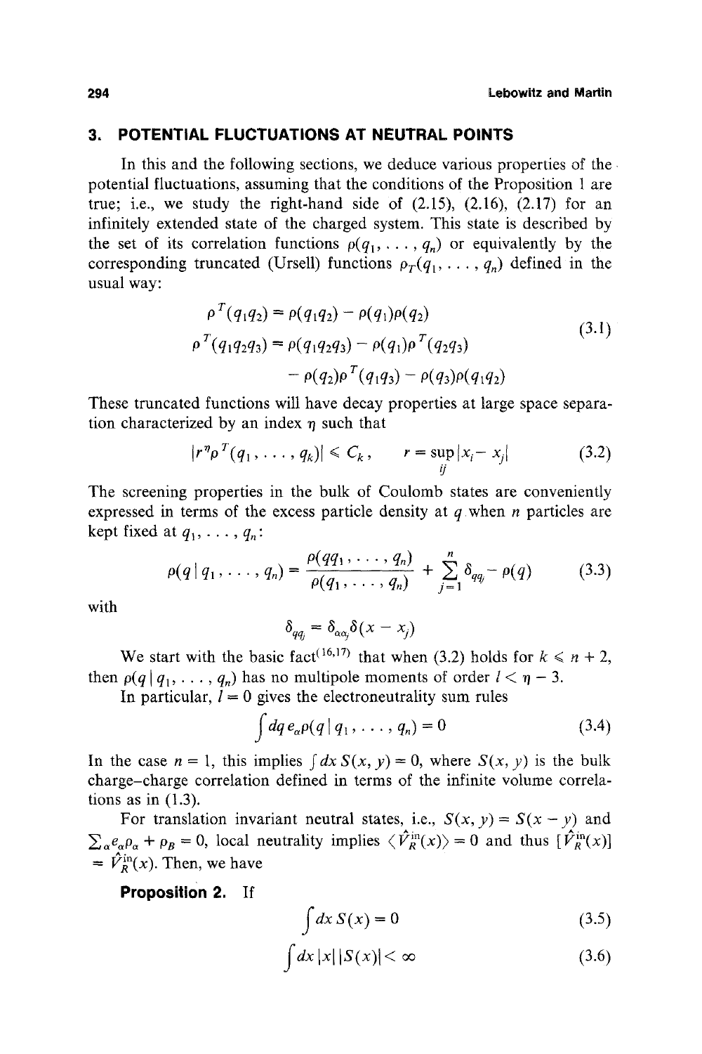## 3. POTENTIAL FLUCTUATIONS AT NEUTRAL POINTS

In this and the following sections, we deduce various properties of the potential fluctuations, assuming that the conditions of the Proposition 1 are true; i.e., we study the right-hand side of (2.15), (2.16), (2.17) for an infinitely extended state of the charged system. This state is described by the set of its correlation functions $\rho(q_1, \ldots, q_n)$ or equivalently by the corresponding truncated (Ursell) functions $\rho_T(q_1, \ldots, q_n)$ defined in the usual way:

$$
\begin{aligned}
\rho^T(q_1 q_2) &= \rho(q_1 q_2) - \rho(q_1)\rho(q_2) \\
\rho^T(q_1 q_2 q_3) &= \rho(q_1 q_2 q_3) - \rho(q_1)\rho^T(q_2 q_3) \\
&\quad - \rho(q_2)\rho^T(q_1 q_3) - \rho(q_3)\rho(q_1 q_2)
\end{aligned}
\tag{3.1}
$$

These truncated functions will have decay properties at large space separation characterized by an index $\eta$ such that

$$
|r^\eta \rho^T(q_1, \ldots, q_k)| \leqslant C_k, \qquad r = \sup_{ij} |x_i - x_j| \tag{3.2}
$$

The screening properties in the bulk of Coulomb states are conveniently expressed in terms of the excess particle density at $q$ when $n$ particles are kept fixed at $q_1, \ldots, q_n$:

$$
\rho(q \mid q_1, \ldots, q_n) = \frac{\rho(q q_1, \ldots, q_n)}{\rho(q_1, \ldots, q_n)} + \sum_{j=1}^{n} \delta_{qq_j} - \rho(q) \tag{3.3}
$$

with

$$
\delta_{qq_j} = \delta_{\alpha\alpha_j} \delta(x - x_j)
$$

We start with the basic fact[16,17] that when (3.2) holds for $k \leqslant n+2$, then $\rho(q \mid q_1, \ldots, q_n)$ has no multipole moments of order $l < \eta - 3$.

In particular, $l = 0$ gives the electroneutrality sum rules

$$
\int dq \, e_\alpha \rho(q \mid q_1, \ldots, q_n) = 0 \tag{3.4}
$$

In the case $n = 1$, this implies $\int dx \, S(x, y) = 0$, where $S(x, y)$ is the bulk charge–charge correlation defined in terms of the infinite volume correlations as in (1.3).

For translation invariant neutral states, i.e., $S(x, y) = S(x - y)$ and $\sum_\alpha e_\alpha \rho_\alpha + \rho_B = 0$, local neutrality implies $\langle \hat{V}_R^{\text{in}}(x) \rangle = 0$ and thus $[\hat{V}_R^{\text{in}}(x)] = \hat{V}_R^{\text{in}}(x)$. Then, we have

**Proposition 2.** If

$$
\int dx \, S(x) = 0 \tag{3.5}
$$

$$
\int dx \, |x| \, |S(x)| < \infty \tag{3.6}
$$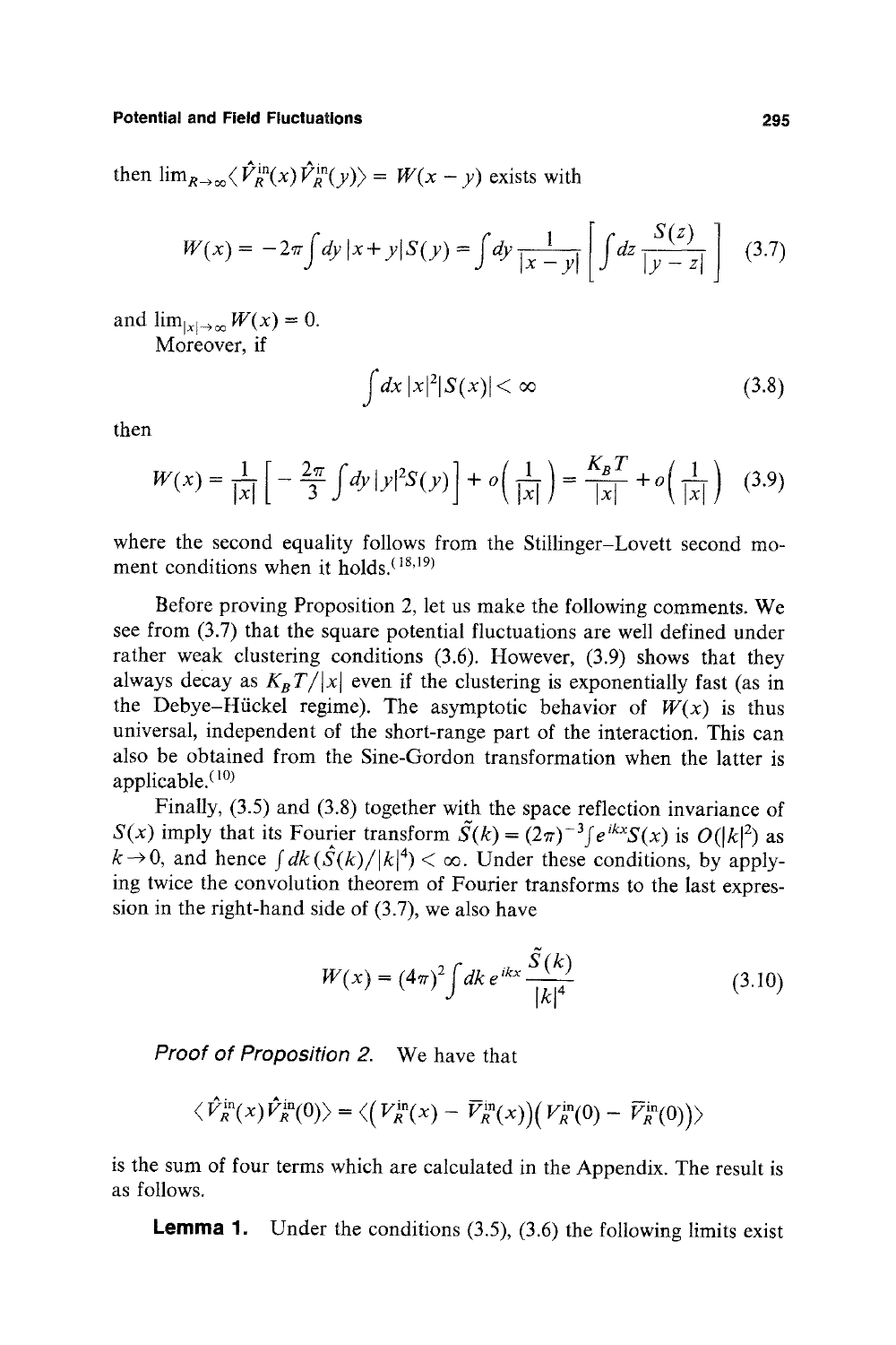then $\lim_{R\to\infty}\langle \hat{V}_R^{\text{in}}(x)\hat{V}_R^{\text{in}}(y)\rangle = W(x-y)$ exists with

$$W(x) = -2\pi\int dy\,|x+y|S(y) = \int dy\,\frac{1}{|x-y|}\left[\int dz\,\frac{S(z)}{|y-z|}\right] \tag{3.7}$$

and $\lim_{|x|\to\infty} W(x) = 0$.

Moreover, if

$$\int dx\,|x|^2|S(x)| < \infty \tag{3.8}$$

then

$$W(x) = \frac{1}{|x|}\left[-\frac{2\pi}{3}\int dy\,|y|^2 S(y)\right] + o\left(\frac{1}{|x|}\right) = \frac{K_B T}{|x|} + o\left(\frac{1}{|x|}\right) \tag{3.9}$$

where the second equality follows from the Stillinger–Lovett second moment conditions when it holds.[18,19]

Before proving Proposition 2, let us make the following comments. We see from (3.7) that the square potential fluctuations are well defined under rather weak clustering conditions (3.6). However, (3.9) shows that they always decay as $K_B T/|x|$ even if the clustering is exponentially fast (as in the Debye–Hückel regime). The asymptotic behavior of $W(x)$ is thus universal, independent of the short-range part of the interaction. This can also be obtained from the Sine-Gordon transformation when the latter is applicable.[10]

Finally, (3.5) and (3.8) together with the space reflection invariance of $S(x)$ imply that its Fourier transform $\tilde{S}(k) = (2\pi)^{-3}\int e^{ikx}S(x)$ is $O(|k|^2)$ as $k\to 0$, and hence $\int dk\,(\hat{S}(k)/|k|^4) < \infty$. Under these conditions, by applying twice the convolution theorem of Fourier transforms to the last expression in the right-hand side of (3.7), we also have

$$W(x) = (4\pi)^2\int dk\,e^{ikx}\,\frac{\tilde{S}(k)}{|k|^4} \tag{3.10}$$

*Proof of Proposition 2.* We have that

$$\langle \hat{V}_R^{\text{in}}(x)\hat{V}_R^{\text{in}}(0)\rangle = \langle\big(V_R^{\text{in}}(x) - \bar{V}_R^{\text{in}}(x)\big)\big(V_R^{\text{in}}(0) - \bar{V}_R^{\text{in}}(0)\big)\rangle$$

is the sum of four terms which are calculated in the Appendix. The result is as follows.

**Lemma 1.** Under the conditions (3.5), (3.6) the following limits exist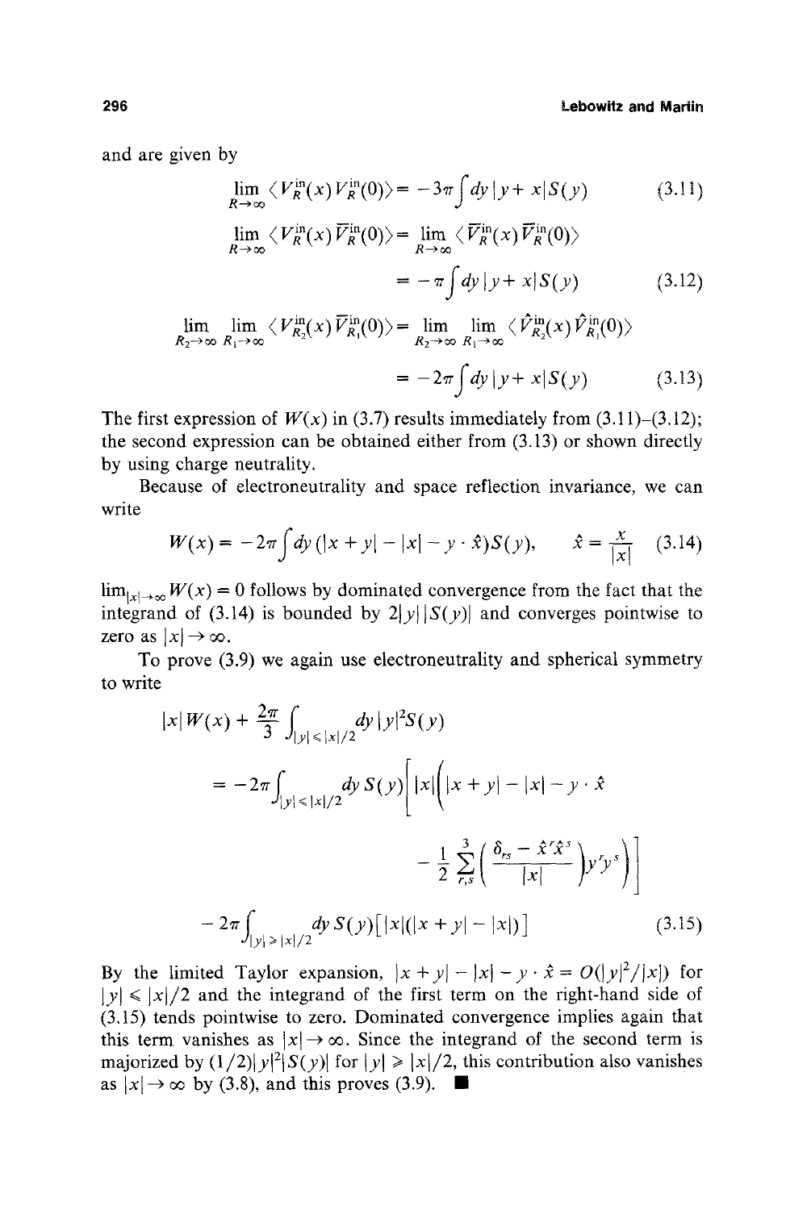and are given by

$$\lim_{R\to\infty} \langle V_R^{\text{in}}(x) V_R^{\text{in}}(0)\rangle = -3\pi \int dy\, |y+x| S(y) \tag{3.11}$$

$$\lim_{R\to\infty} \langle V_R^{\text{in}}(x) \overline{V}_R^{\text{in}}(0)\rangle = \lim_{R\to\infty} \langle \overline{V}_R^{\text{in}}(x) \overline{V}_R^{\text{in}}(0)\rangle$$
$$= -\pi \int dy\, |y+x| S(y) \tag{3.12}$$

$$\lim_{R_2\to\infty} \lim_{R_1\to\infty} \langle V_{R_2}^{\text{in}}(x) \overline{V}_{R_1}^{\text{in}}(0)\rangle = \lim_{R_2\to\infty} \lim_{R_1\to\infty} \langle \hat{V}_{R_2}^{\text{in}}(x) \hat{V}_{R_1}^{\text{in}}(0)\rangle$$
$$= -2\pi \int dy\, |y+x| S(y) \tag{3.13}$$

The first expression of $W(x)$ in (3.7) results immediately from (3.11)–(3.12); the second expression can be obtained either from (3.13) or shown directly by using charge neutrality.

Because of electroneutrality and space reflection invariance, we can write

$$W(x) = -2\pi \int dy\, (|x+y| - |x| - y\cdot \hat{x}) S(y), \qquad \hat{x} = \frac{x}{|x|} \tag{3.14}$$

$\lim_{|x|\to\infty} W(x) = 0$ follows by dominated convergence from the fact that the integrand of (3.14) is bounded by $2|y|\,|S(y)|$ and converges pointwise to zero as $|x|\to\infty$.

To prove (3.9) we again use electroneutrality and spherical symmetry to write

$$|x| W(x) + \frac{2\pi}{3} \int_{|y|\leqslant |x|/2} dy\, |y|^2 S(y)$$
$$= -2\pi \int_{|y|\leqslant |x|/2} dy\, S(y) \left[ |x| \left( |x+y| - |x| - y\cdot\hat{x} - \frac{1}{2} \sum_{r,s}^{3} \left( \frac{\delta_{rs} - \hat{x}^r \hat{x}^s}{|x|} \right) y^r y^s \right) \right]$$
$$-2\pi \int_{|y|\geqslant |x|/2} dy\, S(y) \left[ |x| (|x+y| - |x|) \right] \tag{3.15}$$

By the limited Taylor expansion, $|x+y| - |x| - y\cdot\hat{x} = O(|y|^2/|x|)$ for $|y| \leqslant |x|/2$ and the integrand of the first term on the right-hand side of (3.15) tends pointwise to zero. Dominated convergence implies again that this term vanishes as $|x|\to\infty$. Since the integrand of the second term is majorized by $(1/2)|y|^2|S(y)|$ for $|y| \geqslant |x|/2$, this contribution also vanishes as $|x|\to\infty$ by (3.8), and this proves (3.9). ∎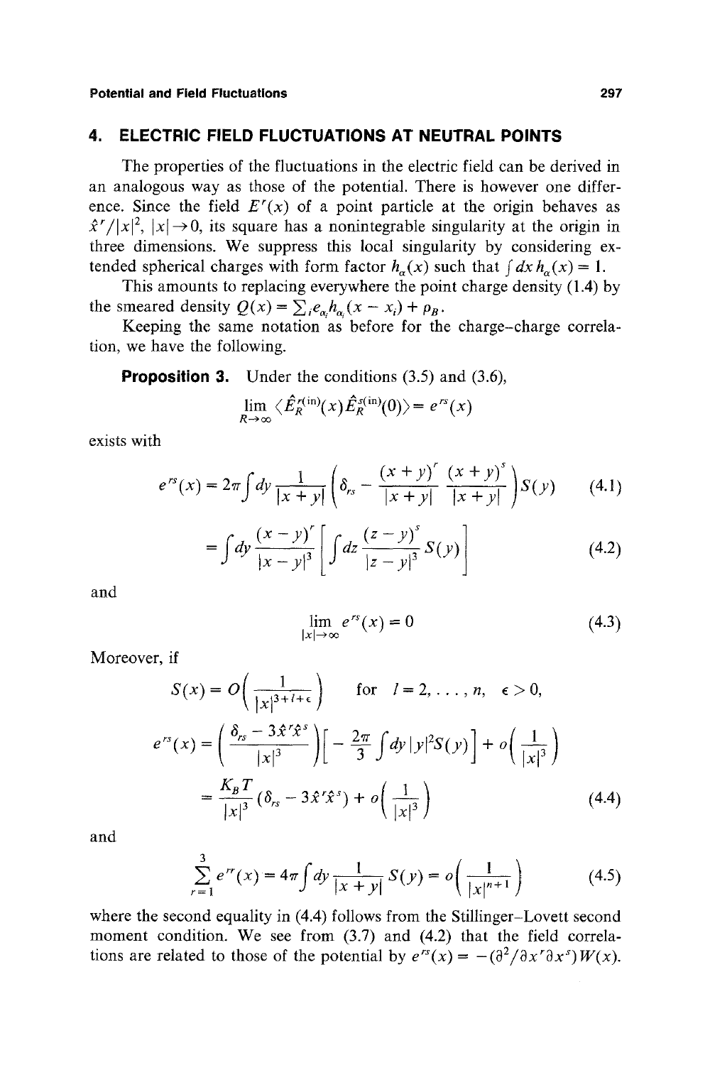## 4. ELECTRIC FIELD FLUCTUATIONS AT NEUTRAL POINTS

The properties of the fluctuations in the electric field can be derived in an analogous way as those of the potential. There is however one difference. Since the field $E^r(x)$ of a point particle at the origin behaves as $\hat{x}^r/|x|^2$, $|x| \to 0$, its square has a nonintegrable singularity at the origin in three dimensions. We suppress this local singularity by considering extended spherical charges with form factor $h_\alpha(x)$ such that $\int dx\, h_\alpha(x) = 1$.

This amounts to replacing everywhere the point charge density (1.4) by the smeared density $Q(x) = \sum_i e_{\alpha_i} h_{\alpha_i}(x - x_i) + \rho_B$.

Keeping the same notation as before for the charge–charge correlation, we have the following.

**Proposition 3.** Under the conditions (3.5) and (3.6),

$$\lim_{R\to\infty} \langle \hat{E}_R^{r(\text{in})}(x) \hat{E}_R^{s(\text{in})}(0) \rangle = e^{rs}(x)$$

exists with

$$e^{rs}(x) = 2\pi \int dy \frac{1}{|x+y|} \left( \delta_{rs} - \frac{(x+y)^r}{|x+y|} \frac{(x+y)^s}{|x+y|} \right) S(y) \tag{4.1}$$

$$= \int dy \frac{(x-y)^r}{|x-y|^3} \left[ \int dz \frac{(z-y)^s}{|z-y|^3} S(y) \right] \tag{4.2}$$

and

$$\lim_{|x|\to\infty} e^{rs}(x) = 0 \tag{4.3}$$

Moreover, if

$$S(x) = O\left( \frac{1}{|x|^{3+l+\epsilon}} \right) \qquad \text{for } l = 2, \ldots, n, \quad \epsilon > 0,$$

$$e^{rs}(x) = \left( \frac{\delta_{rs} - 3\hat{x}^r \hat{x}^s}{|x|^3} \right) \left[ -\frac{2\pi}{3} \int dy\, |y|^2 S(y) \right] + o\left( \frac{1}{|x|^3} \right)$$

$$= \frac{K_B T}{|x|^3} (\delta_{rs} - 3\hat{x}^r \hat{x}^s) + o\left( \frac{1}{|x|^3} \right) \tag{4.4}$$

and

$$\sum_{r=1}^{3} e^{rr}(x) = 4\pi \int dy \frac{1}{|x+y|} S(y) = o\left( \frac{1}{|x|^{n+1}} \right) \tag{4.5}$$

where the second equality in (4.4) follows from the Stillinger–Lovett second moment condition. We see from (3.7) and (4.2) that the field correlations are related to those of the potential by $e^{rs}(x) = -(\partial^2/\partial x^r \partial x^s) W(x)$.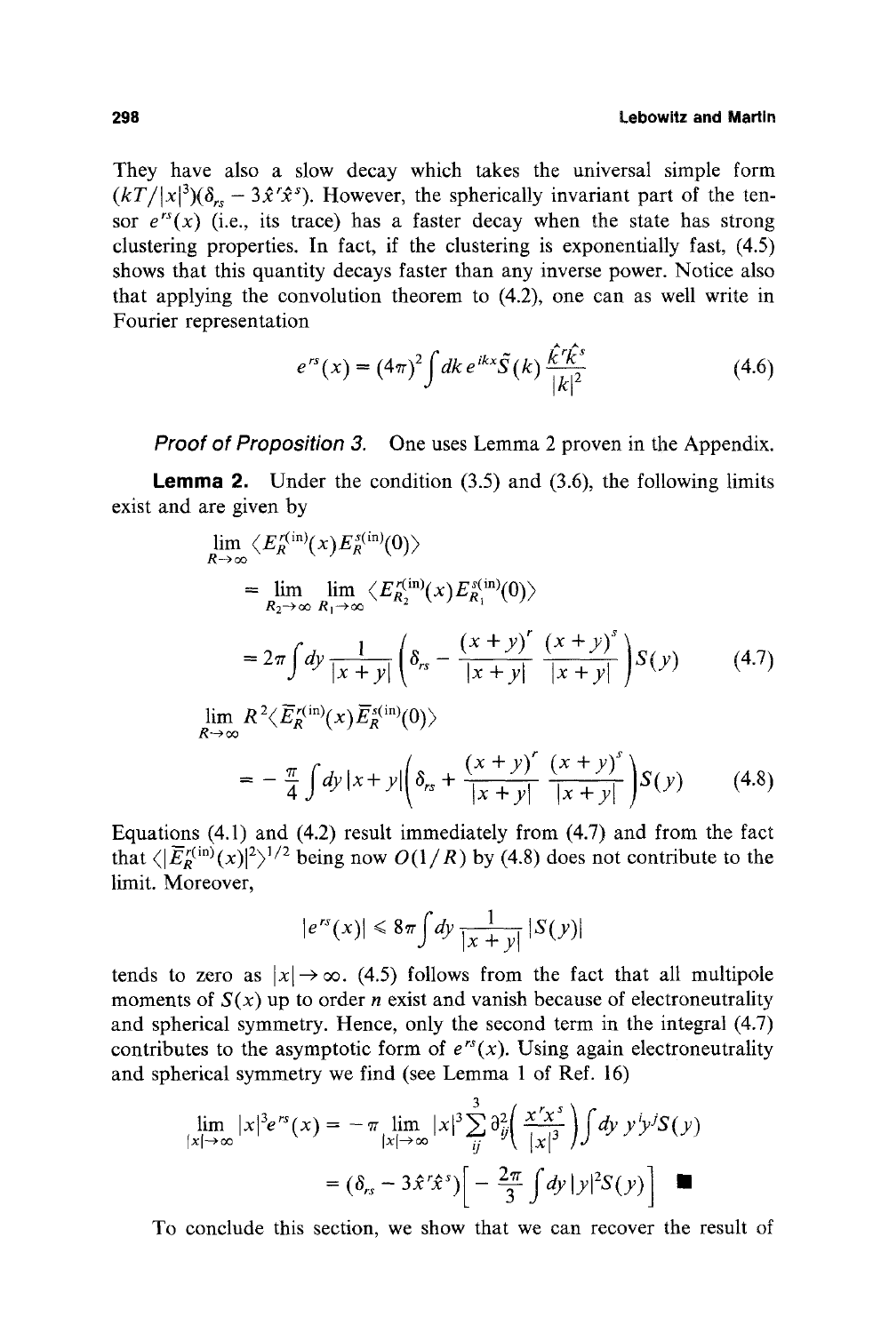They have also a slow decay which takes the universal simple form $(kT/|x|^3)(\delta_{rs} - 3\hat{x}^r\hat{x}^s)$. However, the spherically invariant part of the tensor $e^{rs}(x)$ (i.e., its trace) has a faster decay when the state has strong clustering properties. In fact, if the clustering is exponentially fast, (4.5) shows that this quantity decays faster than any inverse power. Notice also that applying the convolution theorem to (4.2), one can as well write in Fourier representation

$$e^{rs}(x) = (4\pi)^2 \int dk\, e^{ikx} \tilde{S}(k) \frac{\hat{k}^r \hat{k}^s}{|k|^2} \tag{4.6}$$

***Proof of Proposition 3.*** One uses Lemma 2 proven in the Appendix.

**Lemma 2.** Under the condition (3.5) and (3.6), the following limits exist and are given by

$$\begin{aligned}
&\lim_{R\to\infty} \langle E_R^{r(\mathrm{in})}(x) E_R^{s(\mathrm{in})}(0)\rangle \\
&\quad = \lim_{R_2\to\infty} \lim_{R_1\to\infty} \langle E_{R_2}^{r(\mathrm{in})}(x) E_{R_1}^{s(\mathrm{in})}(0)\rangle \\
&\quad = 2\pi \int dy \frac{1}{|x+y|} \left( \delta_{rs} - \frac{(x+y)^r}{|x+y|} \frac{(x+y)^s}{|x+y|} \right) S(y)
\end{aligned} \tag{4.7}$$

$$\begin{aligned}
&\lim_{R\to\infty} R^2 \langle \bar{E}_R^{r(\mathrm{in})}(x) \bar{E}_R^{s(\mathrm{in})}(0)\rangle \\
&\quad = -\frac{\pi}{4} \int dy\, |x+y| \left( \delta_{rs} + \frac{(x+y)^r}{|x+y|} \frac{(x+y)^s}{|x+y|} \right) S(y)
\end{aligned} \tag{4.8}$$

Equations (4.1) and (4.2) result immediately from (4.7) and from the fact that $\langle |\bar{E}_R^{r(\mathrm{in})}(x)|^2\rangle^{1/2}$ being now $O(1/R)$ by (4.8) does not contribute to the limit. Moreover,

$$|e^{rs}(x)| \leqslant 8\pi \int dy \frac{1}{|x+y|} |S(y)|$$

tends to zero as $|x| \to \infty$. (4.5) follows from the fact that all multipole moments of $S(x)$ up to order $n$ exist and vanish because of electroneutrality and spherical symmetry. Hence, only the second term in the integral (4.7) contributes to the asymptotic form of $e^{rs}(x)$. Using again electroneutrality and spherical symmetry we find (see Lemma 1 of Ref. 16)

$$\begin{aligned}
\lim_{|x|\to\infty} |x|^3 e^{rs}(x) &= -\pi \lim_{|x|\to\infty} |x|^3 \sum_{ij}^{3} \partial_{ij}^2 \left( \frac{x^r x^s}{|x|^3} \right) \int dy\, y^i y^j S(y) \\
&= (\delta_{rs} - 3\hat{x}^r \hat{x}^s) \left[ -\frac{2\pi}{3} \int dy\, |y|^2 S(y) \right] \quad \blacksquare
\end{aligned}$$

To conclude this section, we show that we can recover the result of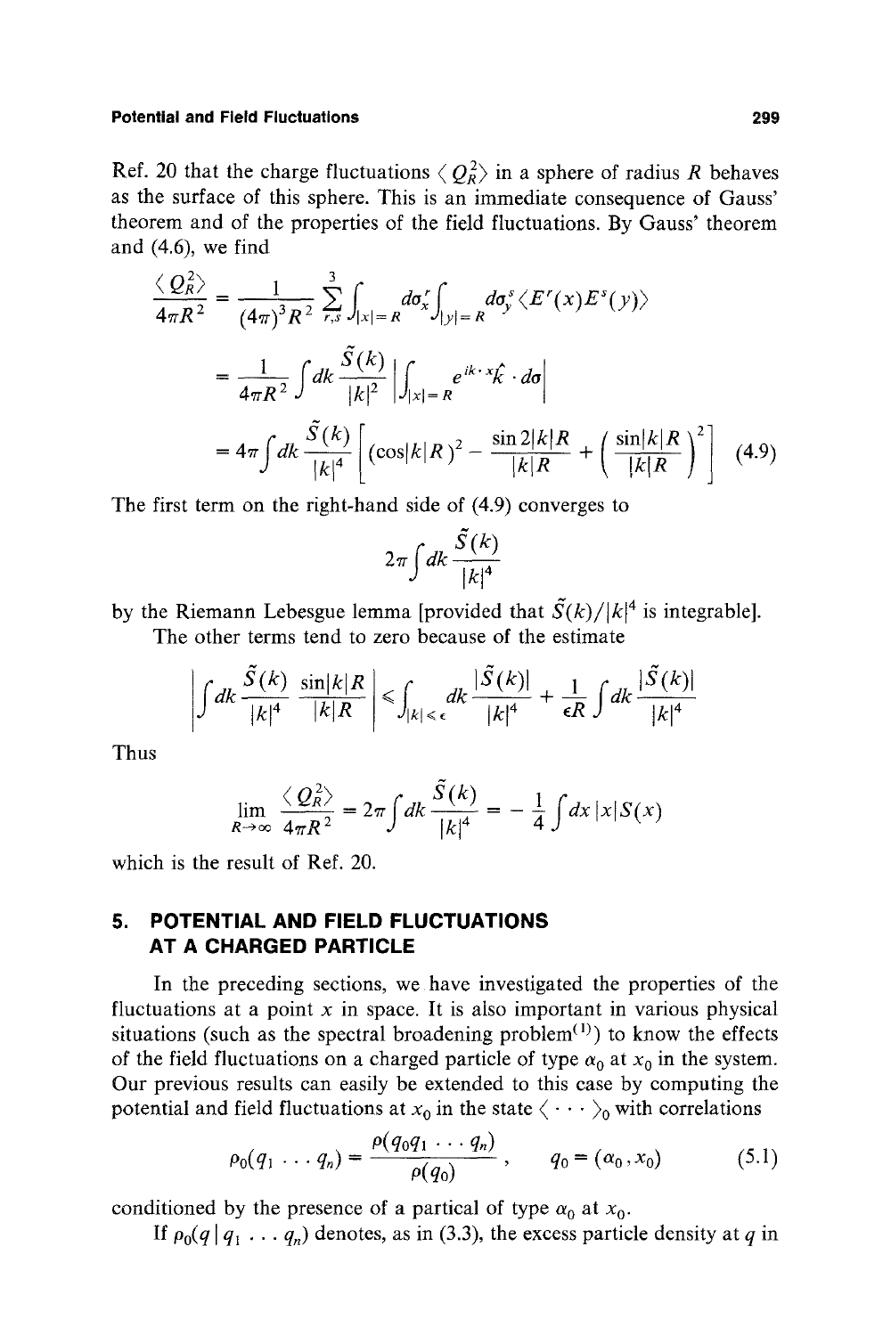Ref. 20 that the charge fluctuations $\langle Q_R^2 \rangle$ in a sphere of radius $R$ behaves as the surface of this sphere. This is an immediate consequence of Gauss' theorem and of the properties of the field fluctuations. By Gauss' theorem and (4.6), we find

$$
\begin{aligned}
\frac{\langle Q_R^2 \rangle}{4\pi R^2} &= \frac{1}{(4\pi)^3 R^2} \sum_{r,s}^{3} \int_{|x|=R} d\sigma_x^r \int_{|y|=R} d\sigma_y^s \langle E^r(x) E^s(y) \rangle \\
&= \frac{1}{4\pi R^2} \int dk \frac{\tilde{S}(k)}{|k|^2} \left| \int_{|x|=R} e^{ik \cdot x} \hat{k} \cdot d\sigma \right| \\
&= 4\pi \int dk \frac{\tilde{S}(k)}{|k|^4} \left[ (\cos|k|R)^2 - \frac{\sin 2|k|R}{|k|R} + \left( \frac{\sin|k|R}{|k|R} \right)^2 \right] \qquad (4.9)
\end{aligned}
$$

The first term on the right-hand side of (4.9) converges to

$$
2\pi \int dk \frac{\tilde{S}(k)}{|k|^4}
$$

by the Riemann Lebesgue lemma [provided that $\tilde{S}(k)/|k|^4$ is integrable].

The other terms tend to zero because of the estimate

$$
\left| \int dk \frac{\tilde{S}(k)}{|k|^4} \frac{\sin|k|R}{|k|R} \right| \leqslant \int_{|k|<\epsilon} dk \frac{|\tilde{S}(k)|}{|k|^4} + \frac{1}{\epsilon R} \int dk \frac{|\tilde{S}(k)|}{|k|^4}
$$

Thus

$$
\lim_{R\to\infty} \frac{\langle Q_R^2 \rangle}{4\pi R^2} = 2\pi \int dk \frac{\tilde{S}(k)}{|k|^4} = -\frac{1}{4} \int dx\, |x| S(x)
$$

which is the result of Ref. 20.

## 5. POTENTIAL AND FIELD FLUCTUATIONS AT A CHARGED PARTICLE

In the preceding sections, we have investigated the properties of the fluctuations at a point $x$ in space. It is also important in various physical situations (such as the spectral broadening problem[1]) to know the effects of the field fluctuations on a charged particle of type $\alpha_0$ at $x_0$ in the system. Our previous results can easily be extended to this case by computing the potential and field fluctuations at $x_0$ in the state $\langle \cdots \rangle_0$ with correlations

$$
\rho_0(q_1 \ldots q_n) = \frac{\rho(q_0 q_1 \ldots q_n)}{\rho(q_0)}, \qquad q_0 = (\alpha_0, x_0) \qquad (5.1)
$$

conditioned by the presence of a partical of type $\alpha_0$ at $x_0$.

If $\rho_0(q \mid q_1 \ldots q_n)$ denotes, as in (3.3), the excess particle density at $q$ in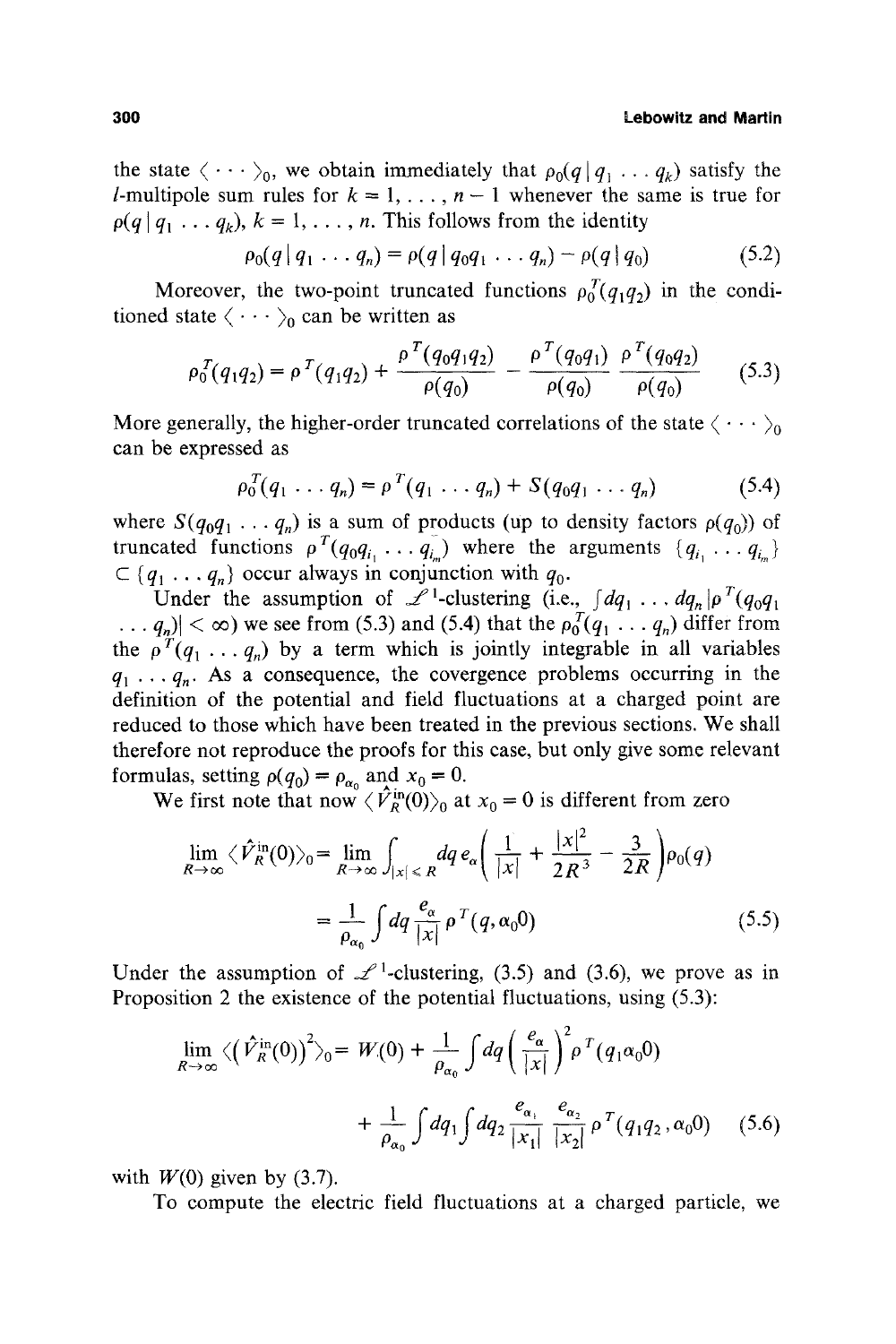the state $\langle \cdots \rangle_0$, we obtain immediately that $\rho_0(q \mid q_1 \ldots q_k)$ satisfy the $l$-multipole sum rules for $k = 1, \ldots, n-1$ whenever the same is true for $\rho(q \mid q_1 \ldots q_k)$, $k = 1, \ldots, n$. This follows from the identity

$$\rho_0(q \mid q_1 \ldots q_n) = \rho(q \mid q_0 q_1 \ldots q_n) - \rho(q \mid q_0) \tag{5.2}$$

Moreover, the two-point truncated functions $\rho_0^T(q_1 q_2)$ in the conditioned state $\langle \cdots \rangle_0$ can be written as

$$\rho_0^T(q_1 q_2) = \rho^T(q_1 q_2) + \frac{\rho^T(q_0 q_1 q_2)}{\rho(q_0)} - \frac{\rho^T(q_0 q_1)}{\rho(q_0)} \frac{\rho^T(q_0 q_2)}{\rho(q_0)} \tag{5.3}$$

More generally, the higher-order truncated correlations of the state $\langle \cdots \rangle_0$ can be expressed as

$$\rho_0^T(q_1 \ldots q_n) = \rho^T(q_1 \ldots q_n) + S(q_0 q_1 \ldots q_n) \tag{5.4}$$

where $S(q_0 q_1 \ldots q_n)$ is a sum of products (up to density factors $\rho(q_0)$) of truncated functions $\rho^T(q_0 q_{i_1} \ldots q_{i_m})$ where the arguments $\{q_{i_1} \ldots q_{i_m}\} \subset \{q_1 \ldots q_n\}$ occur always in conjunction with $q_0$.

Under the assumption of $\mathscr{L}^1$-clustering (i.e., $\int dq_1 \ldots dq_n |\rho^T(q_0 q_1 \ldots q_n)| < \infty$) we see from (5.3) and (5.4) that the $\rho_0^T(q_1 \ldots q_n)$ differ from the $\rho^T(q_1 \ldots q_n)$ by a term which is jointly integrable in all variables $q_1 \ldots q_n$. As a consequence, the covergence problems occurring in the definition of the potential and field fluctuations at a charged point are reduced to those which have been treated in the previous sections. We shall therefore not reproduce the proofs for this case, but only give some relevant formulas, setting $\rho(q_0) = \rho_{\alpha_0}$ and $x_0 = 0$.

We first note that now $\langle \hat{V}_R^{\text{in}}(0) \rangle_0$ at $x_0 = 0$ is different from zero

$$\begin{aligned}
\lim_{R \to \infty} \langle \hat{V}_R^{\text{in}}(0) \rangle_0 &= \lim_{R \to \infty} \int_{|x| \leqslant R} dq\, e_\alpha \left( \frac{1}{|x|} + \frac{|x|^2}{2R^3} - \frac{3}{2R} \right) \rho_0(q) \\
&= \frac{1}{\rho_{\alpha_0}} \int dq \frac{e_\alpha}{|x|} \rho^T(q, \alpha_0 0)
\end{aligned} \tag{5.5}$$

Under the assumption of $\mathscr{L}^1$-clustering, (3.5) and (3.6), we prove as in Proposition 2 the existence of the potential fluctuations, using (5.3):

$$\begin{aligned}
\lim_{R \to \infty} \langle (\hat{V}_R^{\text{in}}(0))^2 \rangle_0 = {} & W(0) + \frac{1}{\rho_{\alpha_0}} \int dq \left( \frac{e_\alpha}{|x|} \right)^2 \rho^T(q_1 \alpha_0 0) \\
& + \frac{1}{\rho_{\alpha_0}} \int dq_1 \int dq_2 \frac{e_{\alpha_1}}{|x_1|} \frac{e_{\alpha_2}}{|x_2|} \rho^T(q_1 q_2, \alpha_0 0)
\end{aligned} \tag{5.6}$$

with $W(0)$ given by (3.7).

To compute the electric field fluctuations at a charged particle, we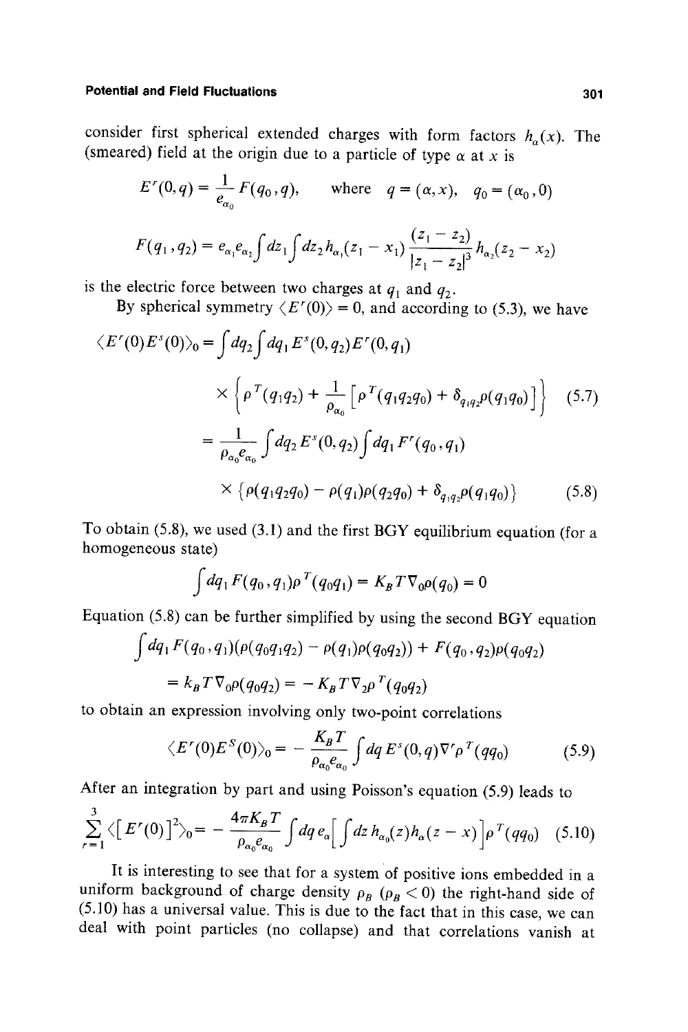consider first spherical extended charges with form factors $h_\alpha(x)$. The (smeared) field at the origin due to a particle of type $\alpha$ at $x$ is

$$E^r(0,q) = \frac{1}{e_{\alpha_0}} F(q_0, q), \qquad \text{where} \quad q = (\alpha, x), \quad q_0 = (\alpha_0, 0)$$

$$F(q_1, q_2) = e_{\alpha_1} e_{\alpha_2} \int dz_1 \int dz_2 \, h_{\alpha_1}(z_1 - x_1) \frac{(z_1 - z_2)}{|z_1 - z_2|^3} h_{\alpha_2}(z_2 - x_2)$$

is the electric force between two charges at $q_1$ and $q_2$.

By spherical symmetry $\langle E^r(0)\rangle = 0$, and according to (5.3), we have

$$\begin{aligned}
\langle E^r(0) E^s(0)\rangle_0 &= \int dq_2 \int dq_1 \, E^s(0, q_2) E^r(0, q_1) \\
&\quad \times \left\{ \rho^T(q_1 q_2) + \frac{1}{\rho_{\alpha_0}} \left[ \rho^T(q_1 q_2 q_0) + \delta_{q_1 q_2} \rho(q_1 q_0) \right] \right\} \qquad (5.7) \\
&= \frac{1}{\rho_{\alpha_0} e_{\alpha_0}} \int dq_2 \, E^s(0, q_2) \int dq_1 \, F^r(q_0, q_1) \\
&\quad \times \{ \rho(q_1 q_2 q_0) - \rho(q_1) \rho(q_2 q_0) + \delta_{q_1 q_2} \rho(q_1 q_0) \} \qquad (5.8)
\end{aligned}$$

To obtain (5.8), we used (3.1) and the first BGY equilibrium equation (for a homogeneous state)

$$\int dq_1 \, F(q_0, q_1) \rho^T(q_0 q_1) = K_B T \nabla_0 \rho(q_0) = 0$$

Equation (5.8) can be further simplified by using the second BGY equation

$$\begin{aligned}
&\int dq_1 \, F(q_0, q_1)(\rho(q_0 q_1 q_2) - \rho(q_1) \rho(q_0 q_2)) + F(q_0, q_2) \rho(q_0 q_2) \\
&\quad = k_B T \nabla_0 \rho(q_0 q_2) = -K_B T \nabla_2 \rho^T(q_0 q_2)
\end{aligned}$$

to obtain an expression involving only two-point correlations

$$\langle E^r(0) E^S(0)\rangle_0 = -\frac{K_B T}{\rho_{\alpha_0} e_{\alpha_0}} \int dq \, E^s(0, q) \nabla^r \rho^T(q q_0) \qquad (5.9)$$

After an integration by part and using Poisson's equation (5.9) leads to

$$\sum_{r=1}^{3} \langle [E^r(0)]^2 \rangle_0 = -\frac{4\pi K_B T}{\rho_{\alpha_0} e_{\alpha_0}} \int dq \, e_\alpha \left[ \int dz \, h_{\alpha_0}(z) h_\alpha(z - x) \right] \rho^T(q q_0) \qquad (5.10)$$

It is interesting to see that for a system of positive ions embedded in a uniform background of charge density $\rho_B$ ($\rho_B < 0$) the right-hand side of (5.10) has a universal value. This is due to the fact that in this case, we can deal with point particles (no collapse) and that correlations vanish at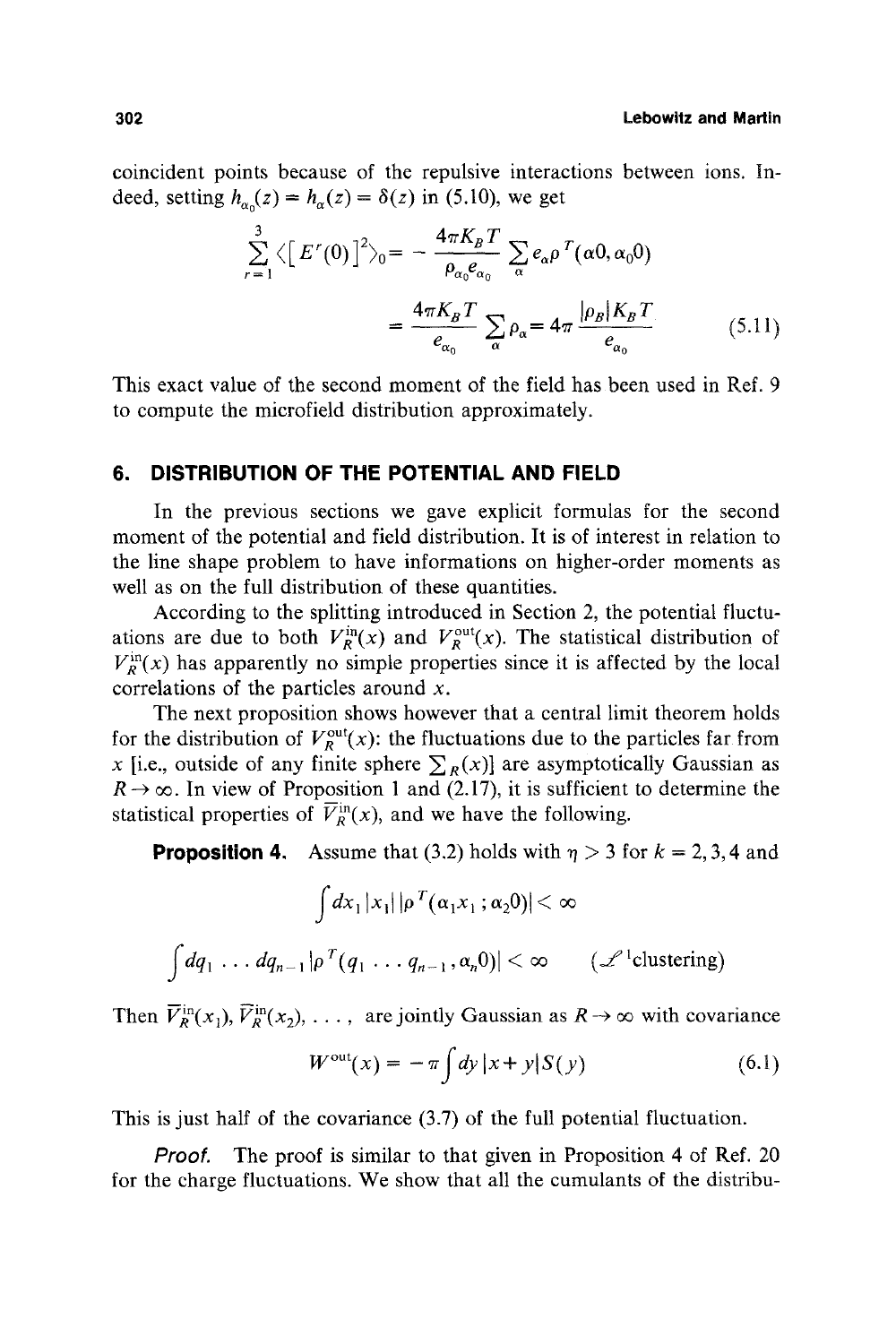coincident points because of the repulsive interactions between ions. Indeed, setting $h_{\alpha_0}(z) = h_\alpha(z) = \delta(z)$ in (5.10), we get

$$\sum_{r=1}^{3} \langle [E^r(0)]^2 \rangle_0 = -\frac{4\pi K_B T}{\rho_{\alpha_0} e_{\alpha_0}} \sum_\alpha e_\alpha \rho^T(\alpha 0, \alpha_0 0)$$

$$= \frac{4\pi K_B T}{e_{\alpha_0}} \sum_\alpha \rho_\alpha = 4\pi \frac{|\rho_B| K_B T}{e_{\alpha_0}} \tag{5.11}$$

This exact value of the second moment of the field has been used in Ref. 9 to compute the microfield distribution approximately.

## 6. DISTRIBUTION OF THE POTENTIAL AND FIELD

In the previous sections we gave explicit formulas for the second moment of the potential and field distribution. It is of interest in relation to the line shape problem to have informations on higher-order moments as well as on the full distribution of these quantities.

According to the splitting introduced in Section 2, the potential fluctuations are due to both $V_R^{\text{in}}(x)$ and $V_R^{\text{out}}(x)$. The statistical distribution of $V_R^{\text{in}}(x)$ has apparently no simple properties since it is affected by the local correlations of the particles around $x$.

The next proposition shows however that a central limit theorem holds for the distribution of $V_R^{\text{out}}(x)$: the fluctuations due to the particles far from $x$ [i.e., outside of any finite sphere $\sum_R(x)$] are asymptotically Gaussian as $R \to \infty$. In view of Proposition 1 and (2.17), it is sufficient to determine the statistical properties of $\overline{V}_R^{\text{in}}(x)$, and we have the following.

**Proposition 4.** Assume that (3.2) holds with $\eta > 3$ for $k = 2, 3, 4$ and

$$\int dx_1 \, |x_1| \, |\rho^T(\alpha_1 x_1 ; \alpha_2 0)| < \infty$$

$$\int dq_1 \ldots dq_{n-1} \, |\rho^T(q_1 \ldots q_{n-1}, \alpha_n 0)| < \infty \qquad (\mathscr{L}^1\text{clustering})$$

Then $\overline{V}_R^{\text{in}}(x_1), \overline{V}_R^{\text{in}}(x_2), \ldots,$ are jointly Gaussian as $R \to \infty$ with covariance

$$W^{\text{out}}(x) = -\pi \int dy \, |x + y| S(y) \tag{6.1}$$

This is just half of the covariance (3.7) of the full potential fluctuation.

*Proof.* The proof is similar to that given in Proposition 4 of Ref. 20 for the charge fluctuations. We show that all the cumulants of the distribu-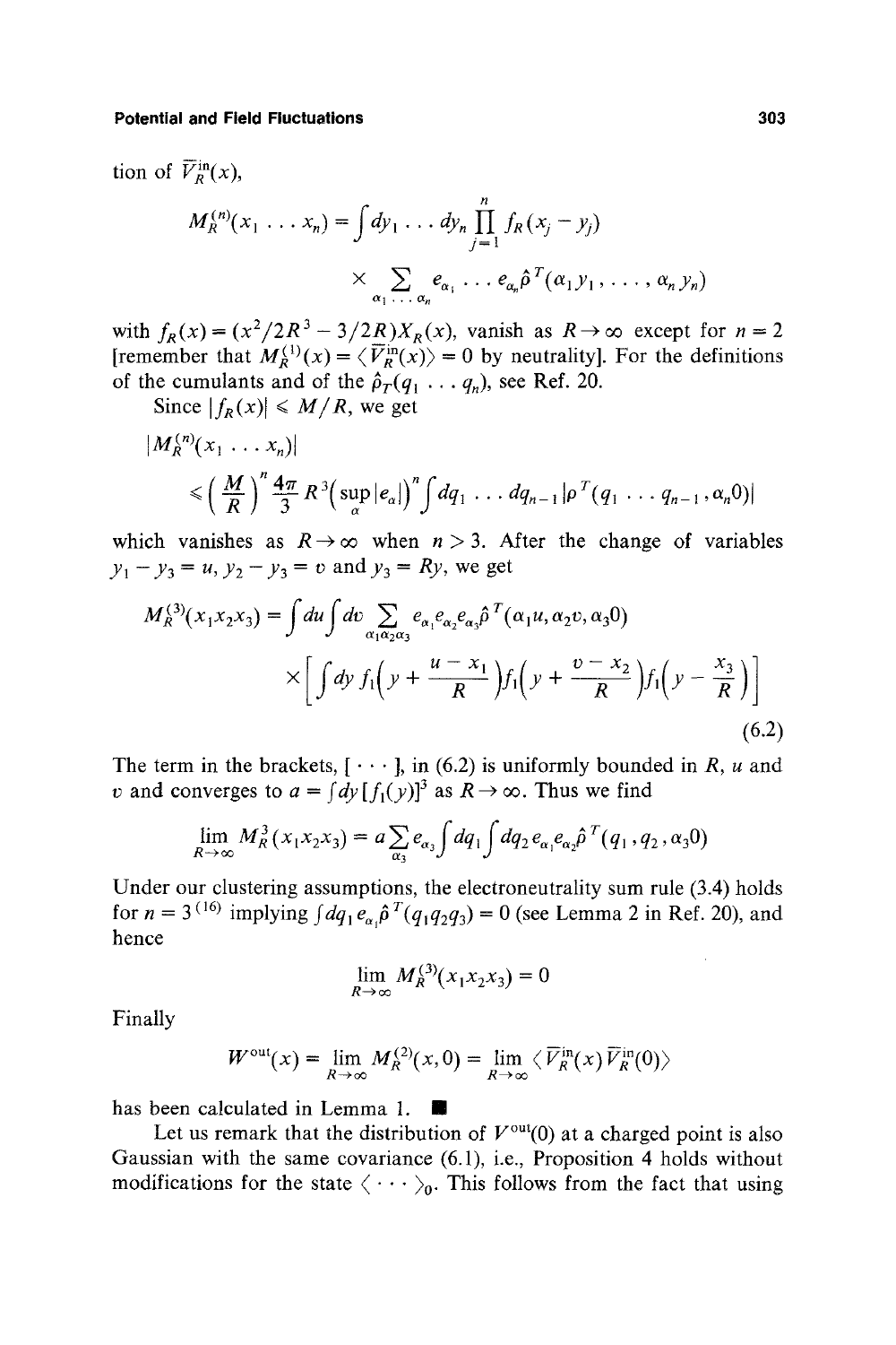tion of $\overline{V}_R^{\text{in}}(x)$,

$$M_R^{(n)}(x_1 \ldots x_n) = \int dy_1 \ldots dy_n \prod_{j=1}^{n} f_R(x_j - y_j) \times \sum_{\alpha_1 \ldots \alpha_n} e_{\alpha_1} \ldots e_{\alpha_n} \hat{\rho}^T(\alpha_1 y_1, \ldots, \alpha_n y_n)$$

with $f_R(x) = (x^2/2R^3 - 3/2R)X_R(x)$, vanish as $R \to \infty$ except for $n = 2$ [remember that $M_R^{(1)}(x) = \langle \overline{V}_R^{\text{in}}(x) \rangle = 0$ by neutrality]. For the definitions of the cumulants and of the $\hat{\rho}_T(q_1 \ldots q_n)$, see Ref. 20.

Since $|f_R(x)| \leqslant M/R$, we get

$$|M_R^{(n)}(x_1 \ldots x_n)| \leqslant \left(\frac{M}{R}\right)^n \frac{4\pi}{3} R^3 \left(\sup_\alpha |e_\alpha|\right)^n \int dq_1 \ldots dq_{n-1} |\rho^T(q_1 \ldots q_{n-1}, \alpha_n 0)|$$

which vanishes as $R \to \infty$ when $n > 3$. After the change of variables $y_1 - y_3 = u$, $y_2 - y_3 = v$ and $y_3 = Ry$, we get

$$M_R^{(3)}(x_1 x_2 x_3) = \int du \int dv \sum_{\alpha_1 \alpha_2 \alpha_3} e_{\alpha_1} e_{\alpha_2} e_{\alpha_3} \hat{\rho}^T(\alpha_1 u, \alpha_2 v, \alpha_3 0) \times \left[ \int dy\, f_1\left(y + \frac{u - x_1}{R}\right) f_1\left(y + \frac{v - x_2}{R}\right) f_1\left(y - \frac{x_3}{R}\right) \right] \tag{6.2}$$

The term in the brackets, $[\cdots]$, in (6.2) is uniformly bounded in $R$, $u$ and $v$ and converges to $a = \int dy [f_1(y)]^3$ as $R \to \infty$. Thus we find

$$\lim_{R \to \infty} M_R^3(x_1 x_2 x_3) = a \sum_{\alpha_3} e_{\alpha_3} \int dq_1 \int dq_2\, e_{\alpha_1} e_{\alpha_2} \hat{\rho}^T(q_1, q_2, \alpha_3 0)$$

Under our clustering assumptions, the electroneutrality sum rule (3.4) holds for $n = 3$[16] implying $\int dq_1\, e_{\alpha_1} \hat{\rho}^T(q_1 q_2 q_3) = 0$ (see Lemma 2 in Ref. 20), and hence

$$\lim_{R \to \infty} M_R^{(3)}(x_1 x_2 x_3) = 0$$

Finally

$$W^{\text{out}}(x) = \lim_{R \to \infty} M_R^{(2)}(x, 0) = \lim_{R \to \infty} \langle \overline{V}_R^{\text{in}}(x) \overline{V}_R^{\text{in}}(0) \rangle$$

has been calculated in Lemma 1. ∎

Let us remark that the distribution of $V^{\text{out}}(0)$ at a charged point is also Gaussian with the same covariance (6.1), i.e., Proposition 4 holds without modifications for the state $\langle \cdots \rangle_0$. This follows from the fact that using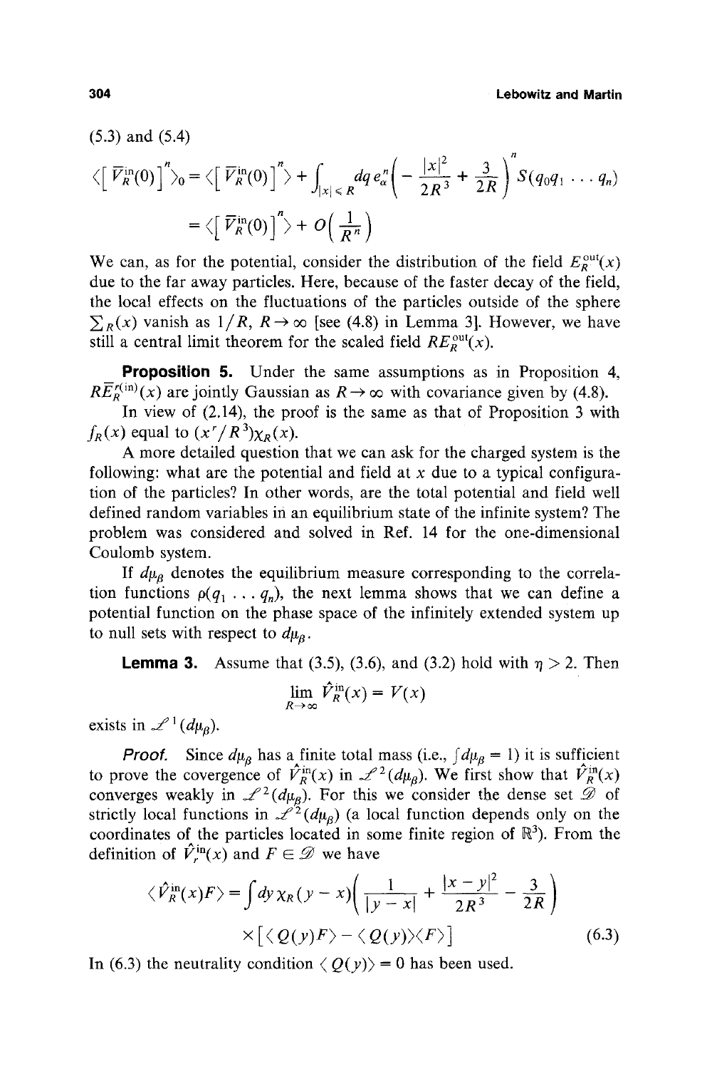(5.3) and (5.4)

$$\langle [\bar{V}_R^{\text{in}}(0)]^n \rangle_0 = \langle [\bar{V}_R^{\text{in}}(0)]^n \rangle + \int_{|x| \leqslant R} dq\, e_\alpha^n \left( -\frac{|x|^2}{2R^3} + \frac{3}{2R} \right)^n S(q_0 q_1 \ldots q_n)$$

$$= \langle [\bar{V}_R^{\text{in}}(0)]^n \rangle + O\left(\frac{1}{R^n}\right)$$

We can, as for the potential, consider the distribution of the field $E_R^{\text{out}}(x)$ due to the far away particles. Here, because of the faster decay of the field, the local effects on the fluctuations of the particles outside of the sphere $\sum_R(x)$ vanish as $1/R$, $R \to \infty$ [see (4.8) in Lemma 3]. However, we have still a central limit theorem for the scaled field $RE_R^{\text{out}}(x)$.

**Proposition 5.** Under the same assumptions as in Proposition 4, $R\bar{E}_R^{r(\text{in})}(x)$ are jointly Gaussian as $R \to \infty$ with covariance given by (4.8).

In view of (2.14), the proof is the same as that of Proposition 3 with $f_R(x)$ equal to $(x^r/R^3)\chi_R(x)$.

A more detailed question that we can ask for the charged system is the following: what are the potential and field at $x$ due to a typical configuration of the particles? In other words, are the total potential and field well defined random variables in an equilibrium state of the infinite system? The problem was considered and solved in Ref. 14 for the one-dimensional Coulomb system.

If $d\mu_\beta$ denotes the equilibrium measure corresponding to the correlation functions $\rho(q_1 \ldots q_n)$, the next lemma shows that we can define a potential function on the phase space of the infinitely extended system up to null sets with respect to $d\mu_\beta$.

**Lemma 3.** Assume that (3.5), (3.6), and (3.2) hold with $\eta > 2$. Then

$$\lim_{R \to \infty} \hat{V}_R^{\text{in}}(x) = V(x)$$

exists in $\mathscr{L}^1(d\mu_\beta)$.

*Proof.* Since $d\mu_\beta$ has a finite total mass (i.e., $\int d\mu_\beta = 1$) it is sufficient to prove the covergence of $\hat{V}_R^{\text{in}}(x)$ in $\mathscr{L}^2(d\mu_\beta)$. We first show that $\hat{V}_R^{\text{in}}(x)$ converges weakly in $\mathscr{L}^2(d\mu_\beta)$. For this we consider the dense set $\mathscr{D}$ of strictly local functions in $\mathscr{L}^2(d\mu_\beta)$ (a local function depends only on the coordinates of the particles located in some finite region of $\mathbb{R}^3$). From the definition of $\hat{V}_r^{\text{in}}(x)$ and $F \in \mathscr{D}$ we have

$$\langle \hat{V}_R^{\text{in}}(x) F \rangle = \int dy\, \chi_R(y - x) \left( \frac{1}{|y - x|} + \frac{|x - y|^2}{2R^3} - \frac{3}{2R} \right) \times [\langle Q(y) F \rangle - \langle Q(y) \rangle \langle F \rangle] \tag{6.3}$$

In (6.3) the neutrality condition $\langle Q(y) \rangle = 0$ has been used.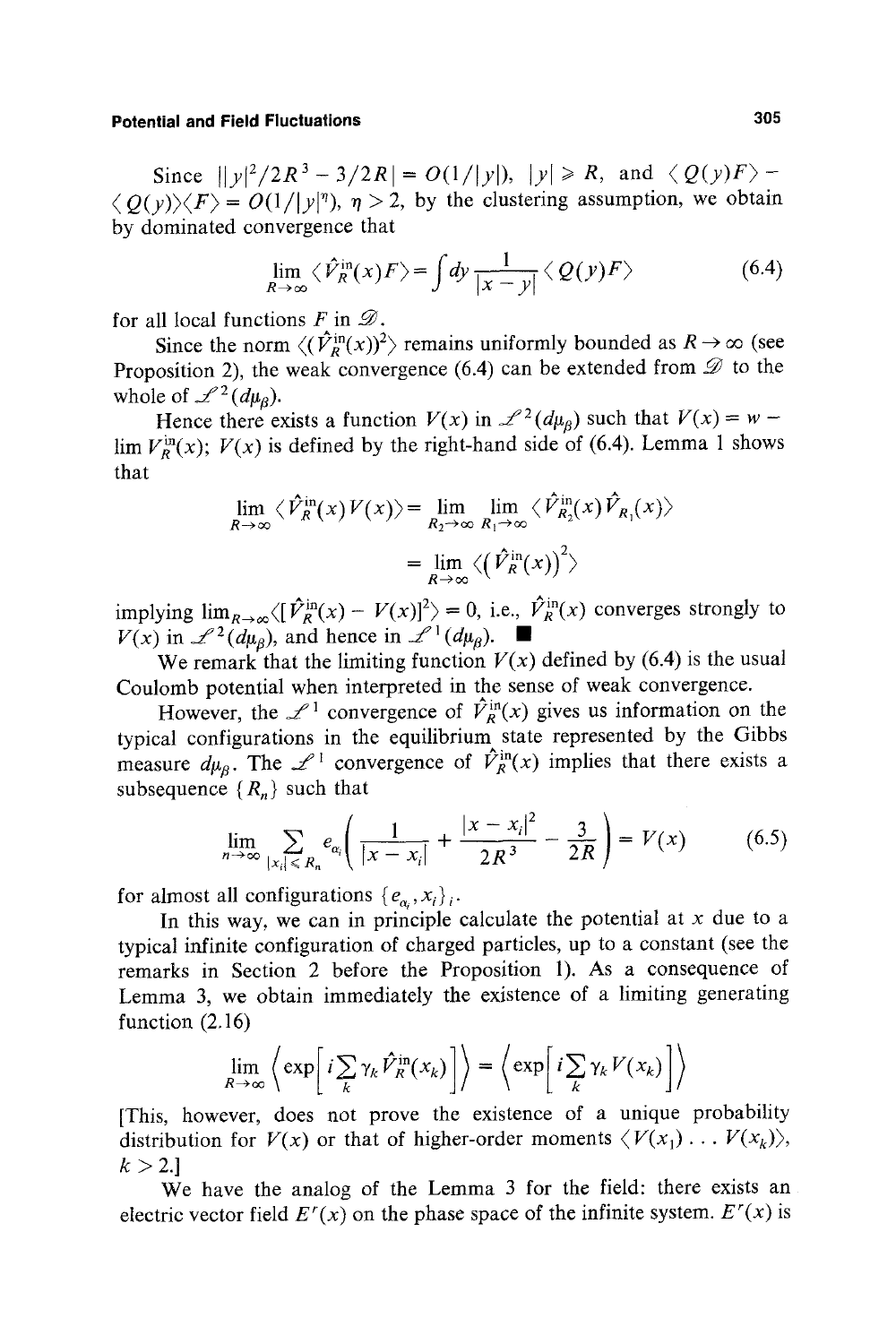Since $||y|^2/2R^3 - 3/2R| = O(1/|y|)$, $|y| \geqslant R$, and $\langle Q(y)F\rangle - \langle Q(y)\rangle\langle F\rangle = O(1/|y|^\eta)$, $\eta > 2$, by the clustering assumption, we obtain by dominated convergence that

$$\lim_{R\to\infty} \langle \hat{V}_R^{\text{in}}(x)F\rangle = \int dy \frac{1}{|x-y|}\langle Q(y)F\rangle \tag{6.4}$$

for all local functions $F$ in $\mathscr{D}$.

Since the norm $\langle(\hat{V}_R^{\text{in}}(x))^2\rangle$ remains uniformly bounded as $R \to \infty$ (see Proposition 2), the weak convergence (6.4) can be extended from $\mathscr{D}$ to the whole of $\mathscr{L}^2(d\mu_\beta)$.

Hence there exists a function $V(x)$ in $\mathscr{L}^2(d\mu_\beta)$ such that $V(x) = w - \lim V_R^{\text{in}}(x)$; $V(x)$ is defined by the right-hand side of (6.4). Lemma 1 shows that

$$\begin{aligned}\lim_{R\to\infty} \langle \hat{V}_R^{\text{in}}(x)V(x)\rangle &= \lim_{R_2\to\infty}\lim_{R_1\to\infty}\langle \hat{V}_{R_2}^{\text{in}}(x)\hat{V}_{R_1}(x)\rangle \\ &= \lim_{R\to\infty}\langle(\hat{V}_R^{\text{in}}(x))^2\rangle\end{aligned}$$

implying $\lim_{R\to\infty}\langle[\hat{V}_R^{\text{in}}(x) - V(x)]^2\rangle = 0$, i.e., $\hat{V}_R^{\text{in}}(x)$ converges strongly to $V(x)$ in $\mathscr{L}^2(d\mu_\beta)$, and hence in $\mathscr{L}^1(d\mu_\beta)$. ∎

We remark that the limiting function $V(x)$ defined by (6.4) is the usual Coulomb potential when interpreted in the sense of weak convergence.

However, the $\mathscr{L}^1$ convergence of $\hat{V}_R^{\text{in}}(x)$ gives us information on the typical configurations in the equilibrium state represented by the Gibbs measure $d\mu_\beta$. The $\mathscr{L}^1$ convergence of $\hat{V}_R^{\text{in}}(x)$ implies that there exists a subsequence $\{R_n\}$ such that

$$\lim_{n\to\infty}\sum_{|x_i|\leqslant R_n} e_{\alpha_i}\left(\frac{1}{|x-x_i|} + \frac{|x-x_i|^2}{2R^3} - \frac{3}{2R}\right) = V(x) \tag{6.5}$$

for almost all configurations $\{e_{\alpha_i}, x_i\}_i$.

In this way, we can in principle calculate the potential at $x$ due to a typical infinite configuration of charged particles, up to a constant (see the remarks in Section 2 before the Proposition 1). As a consequence of Lemma 3, we obtain immediately the existence of a limiting generating function (2.16)

$$\lim_{R\to\infty}\left\langle \exp\left[i\sum_k \gamma_k \hat{V}_R^{\text{in}}(x_k)\right]\right\rangle = \left\langle \exp\left[i\sum_k \gamma_k V(x_k)\right]\right\rangle$$

[This, however, does not prove the existence of a unique probability distribution for $V(x)$ or that of higher-order moments $\langle V(x_1)\ldots V(x_k)\rangle$, $k > 2$.]

We have the analog of the Lemma 3 for the field: there exists an electric vector field $E^r(x)$ on the phase space of the infinite system. $E^r(x)$ is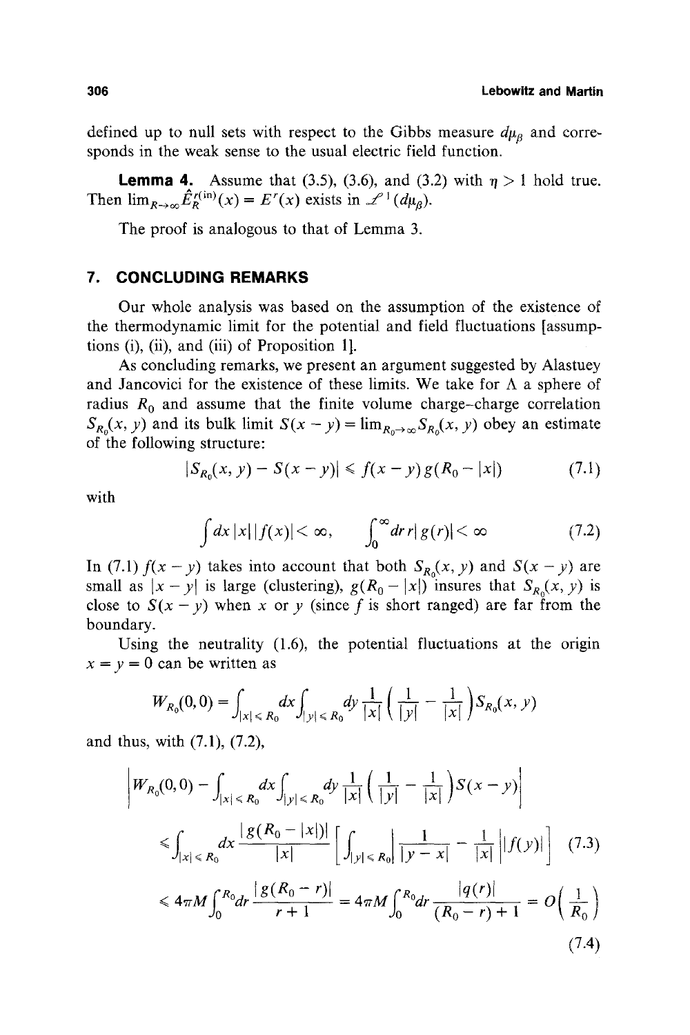defined up to null sets with respect to the Gibbs measure $d\mu_\beta$ and corresponds in the weak sense to the usual electric field function.

**Lemma 4.** Assume that (3.5), (3.6), and (3.2) with $\eta > 1$ hold true. Then $\lim_{R\to\infty} \hat{E}_R^{r(\text{in})}(x) = E^r(x)$ exists in $\mathscr{L}^1(d\mu_\beta)$.

The proof is analogous to that of Lemma 3.

## 7. CONCLUDING REMARKS

Our whole analysis was based on the assumption of the existence of the thermodynamic limit for the potential and field fluctuations [assumptions (i), (ii), and (iii) of Proposition 1].

As concluding remarks, we present an argument suggested by Alastuey and Jancovici for the existence of these limits. We take for $\Lambda$ a sphere of radius $R_0$ and assume that the finite volume charge–charge correlation $S_{R_0}(x, y)$ and its bulk limit $S(x-y) = \lim_{R_0\to\infty} S_{R_0}(x, y)$ obey an estimate of the following structure:

$$|S_{R_0}(x, y) - S(x-y)| \leqslant f(x-y)\, g(R_0 - |x|) \tag{7.1}$$

with

$$\int dx\, |x|\, |f(x)| < \infty, \qquad \int_0^\infty dr\, r\, |g(r)| < \infty \tag{7.2}$$

In (7.1) $f(x-y)$ takes into account that both $S_{R_0}(x, y)$ and $S(x-y)$ are small as $|x-y|$ is large (clustering), $g(R_0 - |x|)$ insures that $S_{R_0}(x, y)$ is close to $S(x-y)$ when $x$ or $y$ (since $f$ is short ranged) are far from the boundary.

Using the neutrality (1.6), the potential fluctuations at the origin $x = y = 0$ can be written as

$$W_{R_0}(0, 0) = \int_{|x|\leqslant R_0} dx \int_{|y|\leqslant R_0} dy\, \frac{1}{|x|}\left(\frac{1}{|y|} - \frac{1}{|x|}\right) S_{R_0}(x, y)$$

and thus, with (7.1), (7.2),

$$\left| W_{R_0}(0, 0) - \int_{|x|\leqslant R_0} dx \int_{|y|\leqslant R_0} dy\, \frac{1}{|x|}\left(\frac{1}{|y|} - \frac{1}{|x|}\right) S(x-y) \right|$$

$$\leqslant \int_{|x|\leqslant R_0} dx\, \frac{|g(R_0 - |x|)|}{|x|} \left[ \int_{|y|\leqslant R_0} \left| \frac{1}{|y-x|} - \frac{1}{|x|} \right| |f(y)| \right] \tag{7.3}$$

$$\leqslant 4\pi M \int_0^{R_0} dr\, \frac{|g(R_0 - r)|}{r+1} = 4\pi M \int_0^{R_0} dr\, \frac{|q(r)|}{(R_0 - r) + 1} = O\left(\frac{1}{R_0}\right) \tag{7.4}$$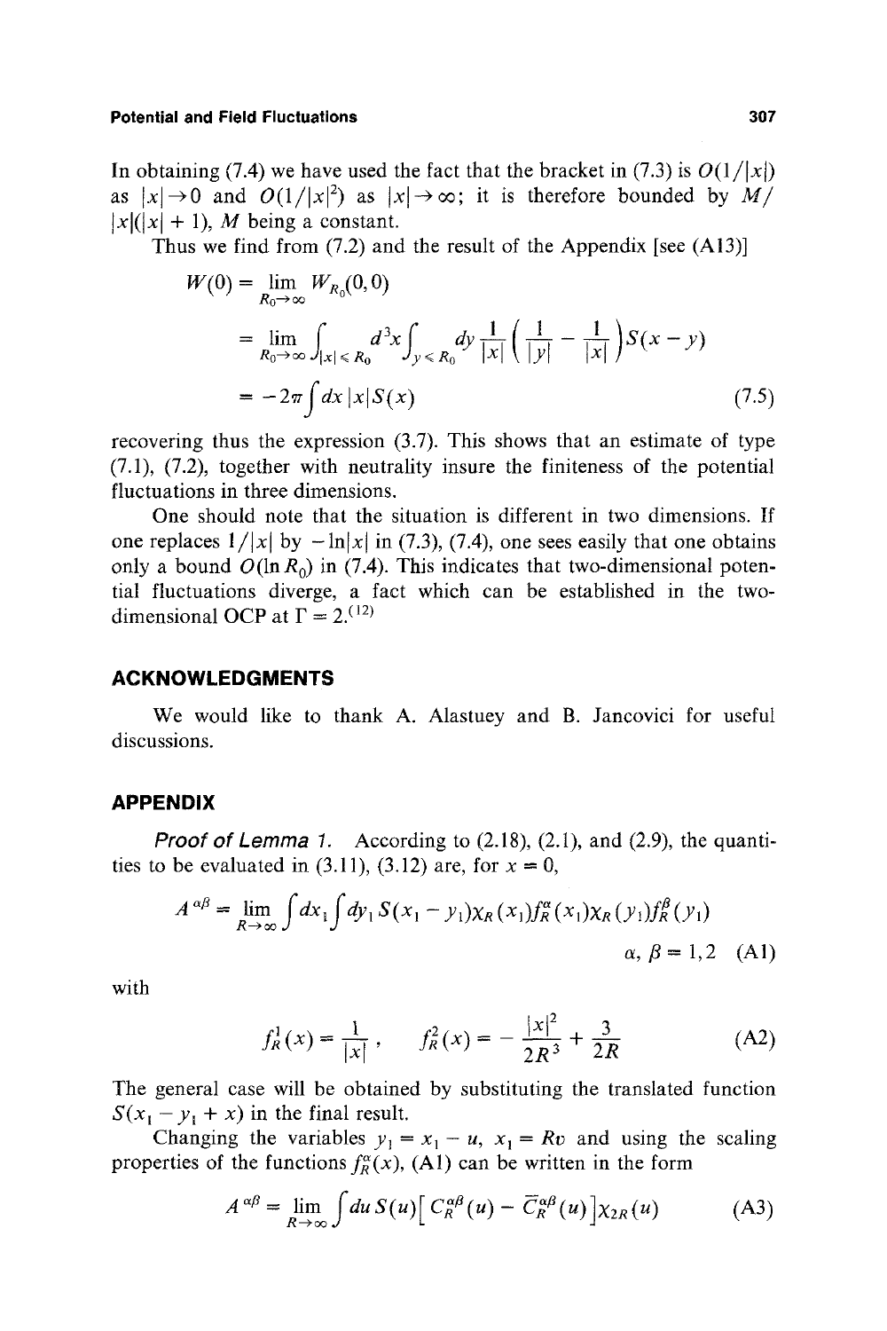In obtaining (7.4) we have used the fact that the bracket in (7.3) is $O(1/|x|)$ as $|x| \to 0$ and $O(1/|x|^2)$ as $|x| \to \infty$; it is therefore bounded by $M/|x|(|x|+1)$, $M$ being a constant.

Thus we find from (7.2) and the result of the Appendix [see (A13)]

$$
\begin{aligned}
W(0) &= \lim_{R_0 \to \infty} W_{R_0}(0,0) \\
&= \lim_{R_0 \to \infty} \int_{|x| \leqslant R_0} d^3x \int_{y \leqslant R_0} dy \frac{1}{|x|} \left( \frac{1}{|y|} - \frac{1}{|x|} \right) S(x-y) \\
&= -2\pi \int dx\, |x| S(x)
\end{aligned}
\tag{7.5}
$$

recovering thus the expression (3.7). This shows that an estimate of type (7.1), (7.2), together with neutrality insure the finiteness of the potential fluctuations in three dimensions.

One should note that the situation is different in two dimensions. If one replaces $1/|x|$ by $-\ln|x|$ in (7.3), (7.4), one sees easily that one obtains only a bound $O(\ln R_0)$ in (7.4). This indicates that two-dimensional potential fluctuations diverge, a fact which can be established in the two-dimensional OCP at $\Gamma = 2$.[12]

## ACKNOWLEDGMENTS

We would like to thank A. Alastuey and B. Jancovici for useful discussions.

## APPENDIX

***Proof of Lemma 1.*** According to (2.18), (2.1), and (2.9), the quantities to be evaluated in (3.11), (3.12) are, for $x = 0$,

$$
A^{\alpha\beta} = \lim_{R \to \infty} \int dx_1 \int dy_1\, S(x_1 - y_1) \chi_R(x_1) f_R^{\alpha}(x_1) \chi_R(y_1) f_R^{\beta}(y_1)
$$

$$
\alpha, \beta = 1, 2 \tag{A1}
$$

with

$$
f_R^1(x) = \frac{1}{|x|}, \qquad f_R^2(x) = -\frac{|x|^2}{2R^3} + \frac{3}{2R} \tag{A2}
$$

The general case will be obtained by substituting the translated function $S(x_1 - y_1 + x)$ in the final result.

Changing the variables $y_1 = x_1 - u$, $x_1 = Rv$ and using the scaling properties of the functions $f_R^{\alpha}(x)$, (A1) can be written in the form

$$
A^{\alpha\beta} = \lim_{R \to \infty} \int du\, S(u) \left[ C_R^{\alpha\beta}(u) - \bar{C}_R^{\alpha\beta}(u) \right] \chi_{2R}(u) \tag{A3}
$$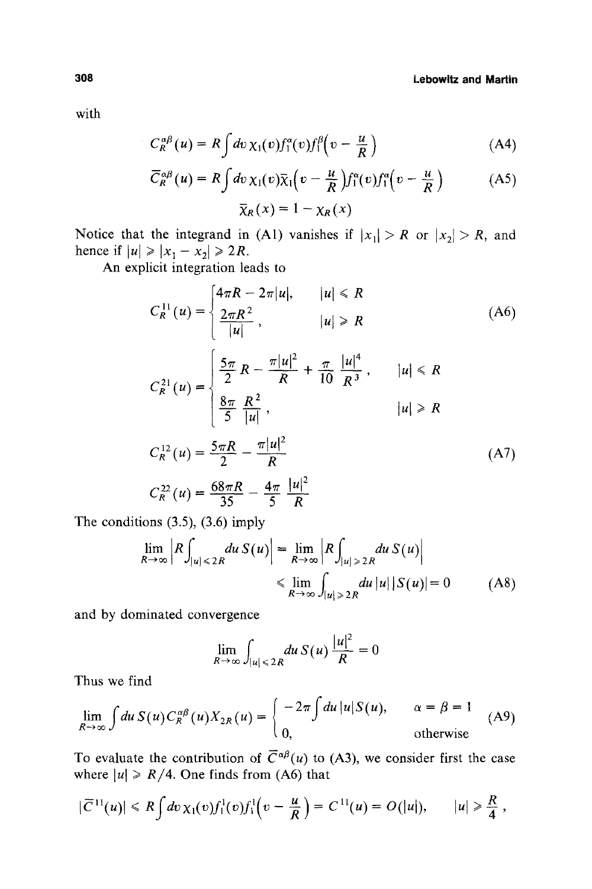with

$$C_R^{\alpha\beta}(u) = R\int dv\,\chi_1(v) f_1^{\alpha}(v) f_1^{\beta}\left(v - \frac{u}{R}\right) \tag{A4}$$

$$\bar{C}_R^{\alpha\beta}(u) = R\int dv\,\chi_1(v)\bar{\chi}_1\left(v - \frac{u}{R}\right) f_1^{\alpha}(v) f_1^{\alpha}\left(v - \frac{u}{R}\right) \tag{A5}$$

$$\bar{\chi}_R(x) = 1 - \chi_R(x)$$

Notice that the integrand in (A1) vanishes if $|x_1| > R$ or $|x_2| > R$, and hence if $|u| \geqslant |x_1 - x_2| \geqslant 2R$.

An explicit integration leads to

$$C_R^{11}(u) = \begin{cases} 4\pi R - 2\pi|u|, & |u| \leqslant R \\ \dfrac{2\pi R^2}{|u|}, & |u| \geqslant R \end{cases} \tag{A6}$$

$$C_R^{21}(u) = \begin{cases} \dfrac{5\pi}{2}R - \dfrac{\pi|u|^2}{R} + \dfrac{\pi}{10}\dfrac{|u|^4}{R^3}, & |u| \leqslant R \\ \dfrac{8\pi}{5}\dfrac{R^2}{|u|}, & |u| \geqslant R \end{cases}$$

$$C_R^{12}(u) = \frac{5\pi R}{2} - \frac{\pi|u|^2}{R} \tag{A7}$$

$$C_R^{22}(u) = \frac{68\pi R}{35} - \frac{4\pi}{5}\frac{|u|^2}{R}$$

The conditions (3.5), (3.6) imply

$$\lim_{R\to\infty}\left|R\int_{|u|\leqslant 2R} du\,S(u)\right| = \lim_{R\to\infty}\left|R\int_{|u|\geqslant 2R} du\,S(u)\right|$$
$$\leqslant \lim_{R\to\infty}\int_{|u|\geqslant 2R} du\,|u|\,|S(u)| = 0 \tag{A8}$$

and by dominated convergence

$$\lim_{R\to\infty}\int_{|u|\leqslant 2R} du\,S(u)\frac{|u|^2}{R} = 0$$

Thus we find

$$\lim_{R\to\infty}\int du\,S(u)C_R^{\alpha\beta}(u)X_{2R}(u) = \begin{cases} -2\pi\int du\,|u|S(u), & \alpha = \beta = 1 \\ 0, & \text{otherwise} \end{cases} \tag{A9}$$

To evaluate the contribution of $\bar{C}^{\alpha\beta}(u)$ to (A3), we consider first the case where $|u| \geqslant R/4$. One finds from (A6) that

$$|\bar{C}^{11}(u)| \leqslant R\int dv\,\chi_1(v)f_1^1(v)f_1^1\left(v - \frac{u}{R}\right) = C^{11}(u) = O(|u|), \qquad |u| \geqslant \frac{R}{4},$$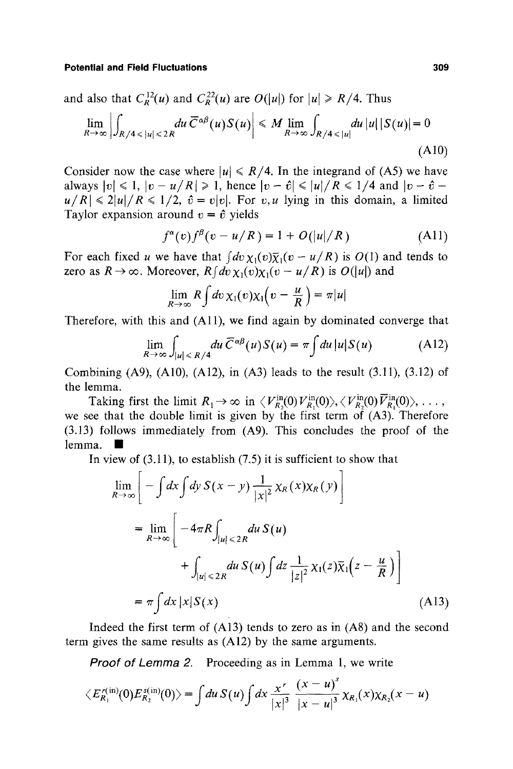and also that $C_R^{12}(u)$ and $C_R^{22}(u)$ are $O(|u|)$ for $|u| \geqslant R/4$. Thus

$$\lim_{R\to\infty} \left| \int_{R/4 \leqslant |u| < 2R} du\, \bar{C}^{\alpha\beta}(u) S(u) \right| \leqslant M \lim_{R\to\infty} \int_{R/4 \leqslant |u|} du\, |u|\, |S(u)| = 0 \tag{A10}$$

Consider now the case where $|u| \leqslant R/4$. In the integrand of (A5) we have always $|v| \leqslant 1$, $|v - u/R| \geqslant 1$, hence $|v - \hat{v}| \leqslant |u|/R \leqslant 1/4$ and $|v - \hat{v} - u/R| \leqslant 2|u|/R \leqslant 1/2$, $\hat{v} = v|v|$. For $v, u$ lying in this domain, a limited Taylor expansion around $v = \hat{v}$ yields

$$f^\alpha(v) f^\beta(v - u/R) = 1 + O(|u|/R) \tag{A11}$$

For each fixed $u$ we have that $\int dv\, \chi_1(v)\bar{\chi}_1(v - u/R)$ is $O(1)$ and tends to zero as $R \to \infty$. Moreover, $R\int dv\, \chi_1(v)\chi_1(v - u/R)$ is $O(|u|)$ and

$$\lim_{R\to\infty} R \int dv\, \chi_1(v)\chi_1\!\left(v - \frac{u}{R}\right) = \pi |u|$$

Therefore, with this and (A11), we find again by dominated converge that

$$\lim_{R\to\infty} \int_{|u| \leqslant R/4} du\, \bar{C}^{\alpha\beta}(u) S(u) = \pi \int du\, |u| S(u) \tag{A12}$$

Combining (A9), (A10), (A12), in (A3) leads to the result (3.11), (3.12) of the lemma.

Taking first the limit $R_1 \to \infty$ in $\langle V_{R_2}^{\text{in}}(0) V_{R_1}^{\text{in}}(0)\rangle, \langle V_{R_2}^{\text{in}}(0) \bar{V}_{R_1}^{\text{in}}(0)\rangle, \ldots,$ we see that the double limit is given by the first term of (A3). Therefore (3.13) follows immediately from (A9). This concludes the proof of the lemma. ∎

In view of (3.11), to establish (7.5) it is sufficient to show that

$$\begin{aligned}
&\lim_{R\to\infty} \left[ -\int dx \int dy\, S(x-y) \frac{1}{|x|^2} \chi_R(x) \chi_R(y) \right] \\
&\quad = \lim_{R\to\infty} \left[ -4\pi R \int_{|u| \leqslant 2R} du\, S(u) \right. \\
&\qquad\qquad \left. + \int_{|u| \leqslant 2R} du\, S(u) \int dz \frac{1}{|z|^2} \chi_1(z) \bar{\chi}_1\!\left(z - \frac{u}{R}\right) \right] \\
&\quad = \pi \int dx\, |x| S(x)
\end{aligned} \tag{A13}$$

Indeed the first term of (A13) tends to zero as in (A8) and the second term gives the same results as (A12) by the same arguments.

*Proof of Lemma 2.* Proceeding as in Lemma 1, we write

$$\langle E_{R_1}^{r(\text{in})}(0) E_{R_2}^{s(\text{in})}(0)\rangle = \int du\, S(u) \int dx \frac{x^r}{|x|^3} \frac{(x-u)^s}{|x-u|^3} \chi_{R_1}(x) \chi_{R_2}(x-u)$$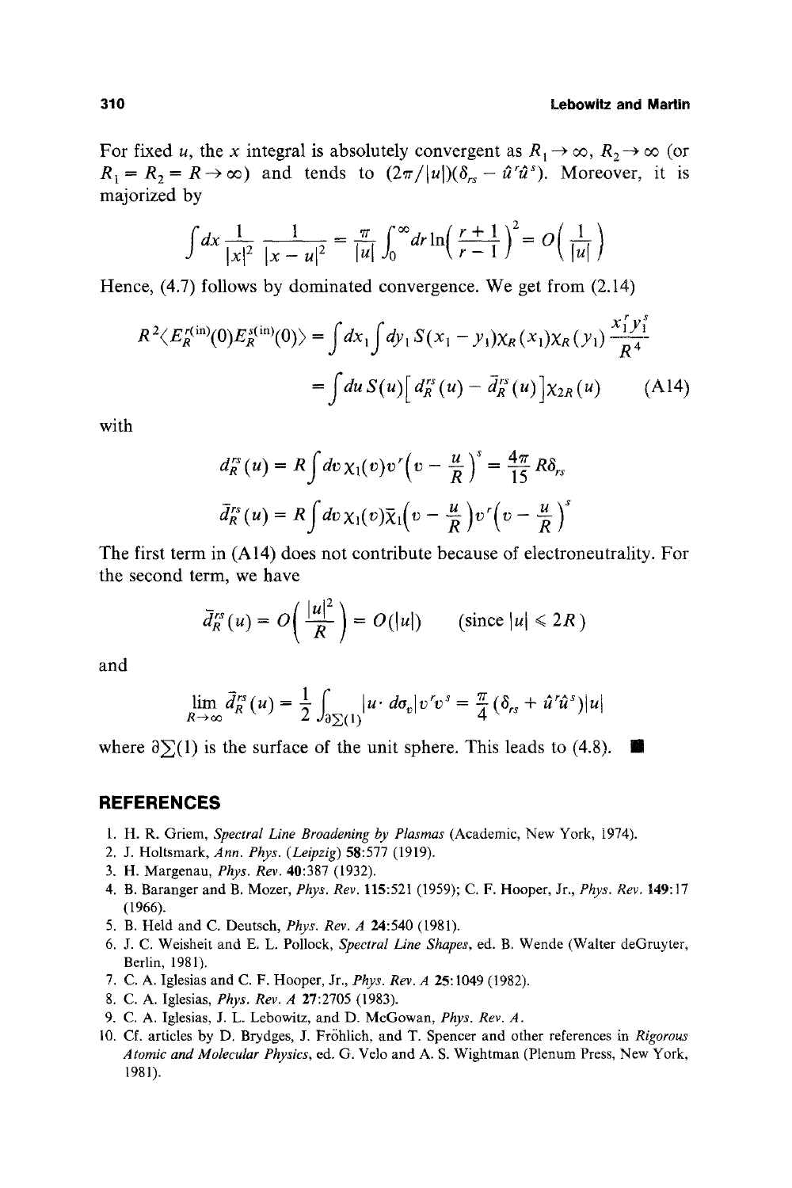For fixed $u$, the $x$ integral is absolutely convergent as $R_1 \to \infty$, $R_2 \to \infty$ (or $R_1 = R_2 = R \to \infty$) and tends to $(2\pi/|u|)(\delta_{rs} - \hat{u}^r\hat{u}^s)$. Moreover, it is majorized by

$$\int dx \frac{1}{|x|^2} \frac{1}{|x-u|^2} = \frac{\pi}{|u|} \int_0^\infty dr \ln\left(\frac{r+1}{r-1}\right)^2 = O\left(\frac{1}{|u|}\right)$$

Hence, (4.7) follows by dominated convergence. We get from (2.14)

$$\begin{aligned} R^2 \langle E_R^{r(\text{in})}(0) E_R^{s(\text{in})}(0) \rangle &= \int dx_1 \int dy_1\, S(x_1 - y_1) \chi_R(x_1) \chi_R(y_1) \frac{x_1^r y_1^s}{R^4} \\ &= \int du\, S(u) \left[ d_R^{rs}(u) - \bar{d}_R^{rs}(u) \right] \chi_{2R}(u) \end{aligned} \tag{A14}$$

with

$$d_R^{rs}(u) = R \int dv\, \chi_1(v) v^r \left(v - \frac{u}{R}\right)^s = \frac{4\pi}{15} R \delta_{rs}$$

$$\bar{d}_R^{rs}(u) = R \int dv\, \chi_1(v) \bar{\chi}_1\left(v - \frac{u}{R}\right) v^r \left(v - \frac{u}{R}\right)^s$$

The first term in (A14) does not contribute because of electroneutrality. For the second term, we have

$$\bar{d}_R^{rs}(u) = O\left(\frac{|u|^2}{R}\right) = O(|u|) \qquad (\text{since } |u| \leqslant 2R)$$

and

$$\lim_{R\to\infty} \bar{d}_R^{rs}(u) = \frac{1}{2} \int_{\partial\Sigma(1)} |u \cdot d\sigma_v| v^r v^s = \frac{\pi}{4} (\delta_{rs} + \hat{u}^r \hat{u}^s)|u|$$

where $\partial\Sigma(1)$ is the surface of the unit sphere. This leads to (4.8). ∎

## REFERENCES

1. H. R. Griem, *Spectral Line Broadening by Plasmas* (Academic, New York, 1974).
2. J. Holtsmark, *Ann. Phys. (Leipzig)* **58**:577 (1919).
3. H. Margenau, *Phys. Rev.* **40**:387 (1932).
4. B. Baranger and B. Mozer, *Phys. Rev.* **115**:521 (1959); C. F. Hooper, Jr., *Phys. Rev.* **149**:17 (1966).
5. B. Held and C. Deutsch, *Phys. Rev. A* **24**:540 (1981).
6. J. C. Weisheit and E. L. Pollock, *Spectral Line Shapes*, ed. B. Wende (Walter deGruyter, Berlin, 1981).
7. C. A. Iglesias and C. F. Hooper, Jr., *Phys. Rev. A* **25**:1049 (1982).
8. C. A. Iglesias, *Phys. Rev. A* **27**:2705 (1983).
9. C. A. Iglesias, J. L. Lebowitz, and D. McGowan, *Phys. Rev. A*.
10. Cf. articles by D. Brydges, J. Fröhlich, and T. Spencer and other references in *Rigorous Atomic and Molecular Physics*, ed. G. Velo and A. S. Wightman (Plenum Press, New York, 1981).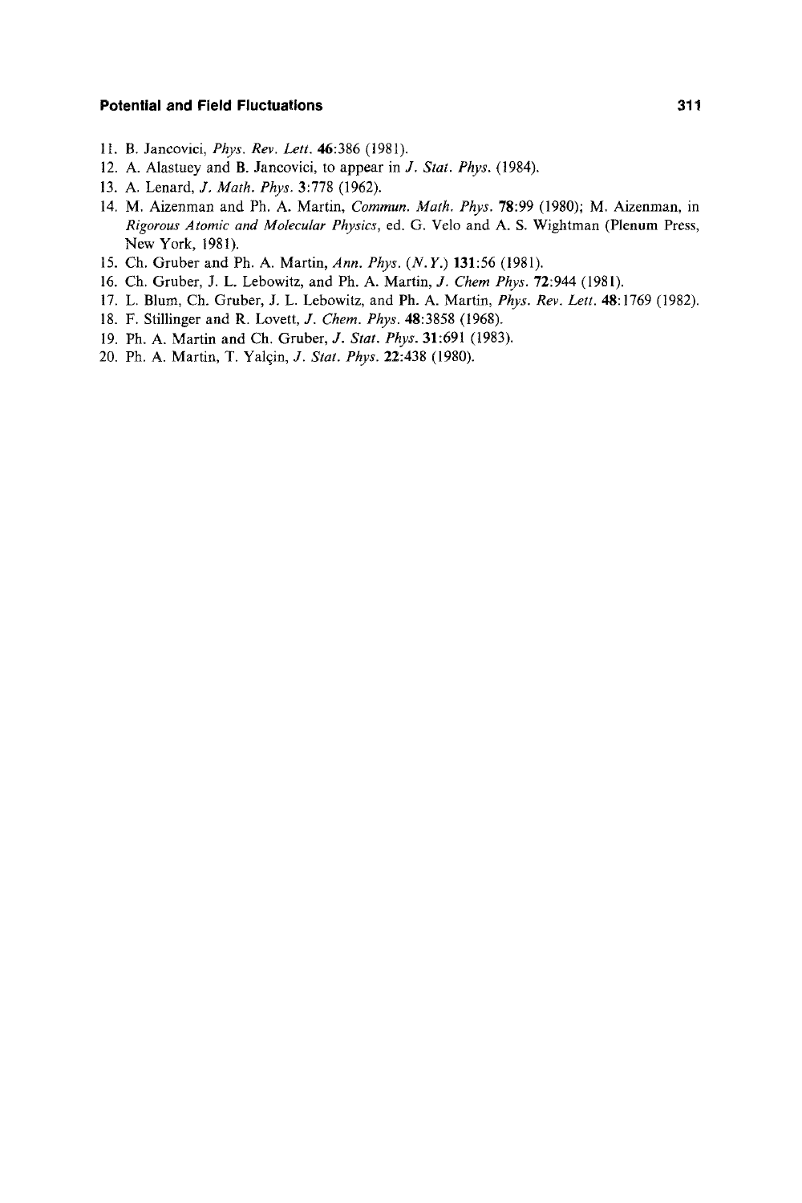11. B. Jancovici, *Phys. Rev. Lett.* **46**:386 (1981).
12. A. Alastuey and B. Jancovici, to appear in *J. Stat. Phys.* (1984).
13. A. Lenard, *J. Math. Phys.* **3**:778 (1962).
14. M. Aizenman and Ph. A. Martin, *Commun. Math. Phys.* **78**:99 (1980); M. Aizenman, in *Rigorous Atomic and Molecular Physics*, ed. G. Velo and A. S. Wightman (Plenum Press, New York, 1981).
15. Ch. Gruber and Ph. A. Martin, *Ann. Phys. (N.Y.)* **131**:56 (1981).
16. Ch. Gruber, J. L. Lebowitz, and Ph. A. Martin, *J. Chem Phys.* **72**:944 (1981).
17. L. Blum, Ch. Gruber, J. L. Lebowitz, and Ph. A. Martin, *Phys. Rev. Lett.* **48**:1769 (1982).
18. F. Stillinger and R. Lovett, *J. Chem. Phys.* **48**:3858 (1968).
19. Ph. A. Martin and Ch. Gruber, *J. Stat. Phys.* **31**:691 (1983).
20. Ph. A. Martin, T. Yalçin, *J. Stat. Phys.* **22**:438 (1980).